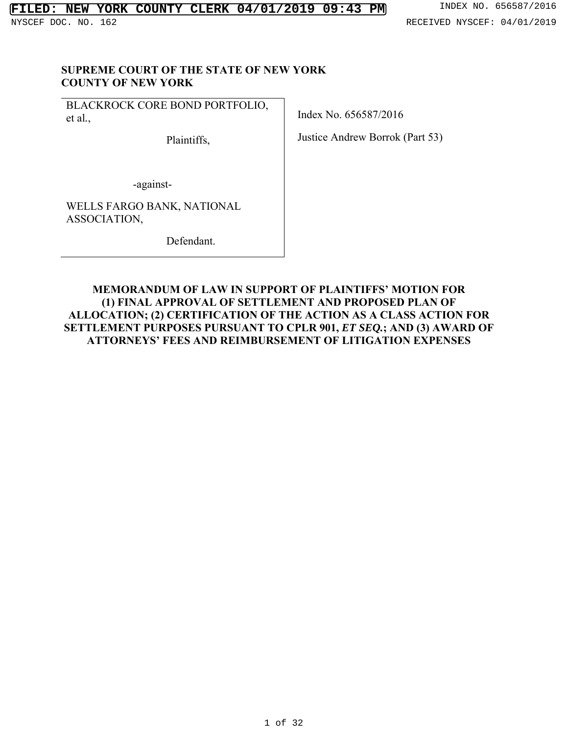**SUPREME COURT OF THE STATE OF NEW YORK**
**COUNTY OF NEW YORK**

| | |
|---|---|
| BLACKROCK CORE BOND PORTFOLIO, et al.,<br><br>Plaintiffs,<br><br>-against-<br><br>WELLS FARGO BANK, NATIONAL ASSOCIATION,<br><br>Defendant. | Index No. 656587/2016<br><br>Justice Andrew Borrok (Part 53) |

**MEMORANDUM OF LAW IN SUPPORT OF PLAINTIFFS' MOTION FOR (1) FINAL APPROVAL OF SETTLEMENT AND PROPOSED PLAN OF ALLOCATION; (2) CERTIFICATION OF THE ACTION AS A CLASS ACTION FOR SETTLEMENT PURPOSES PURSUANT TO CPLR 901, *ET SEQ.*; AND (3) AWARD OF ATTORNEYS' FEES AND REIMBURSEMENT OF LITIGATION EXPENSES**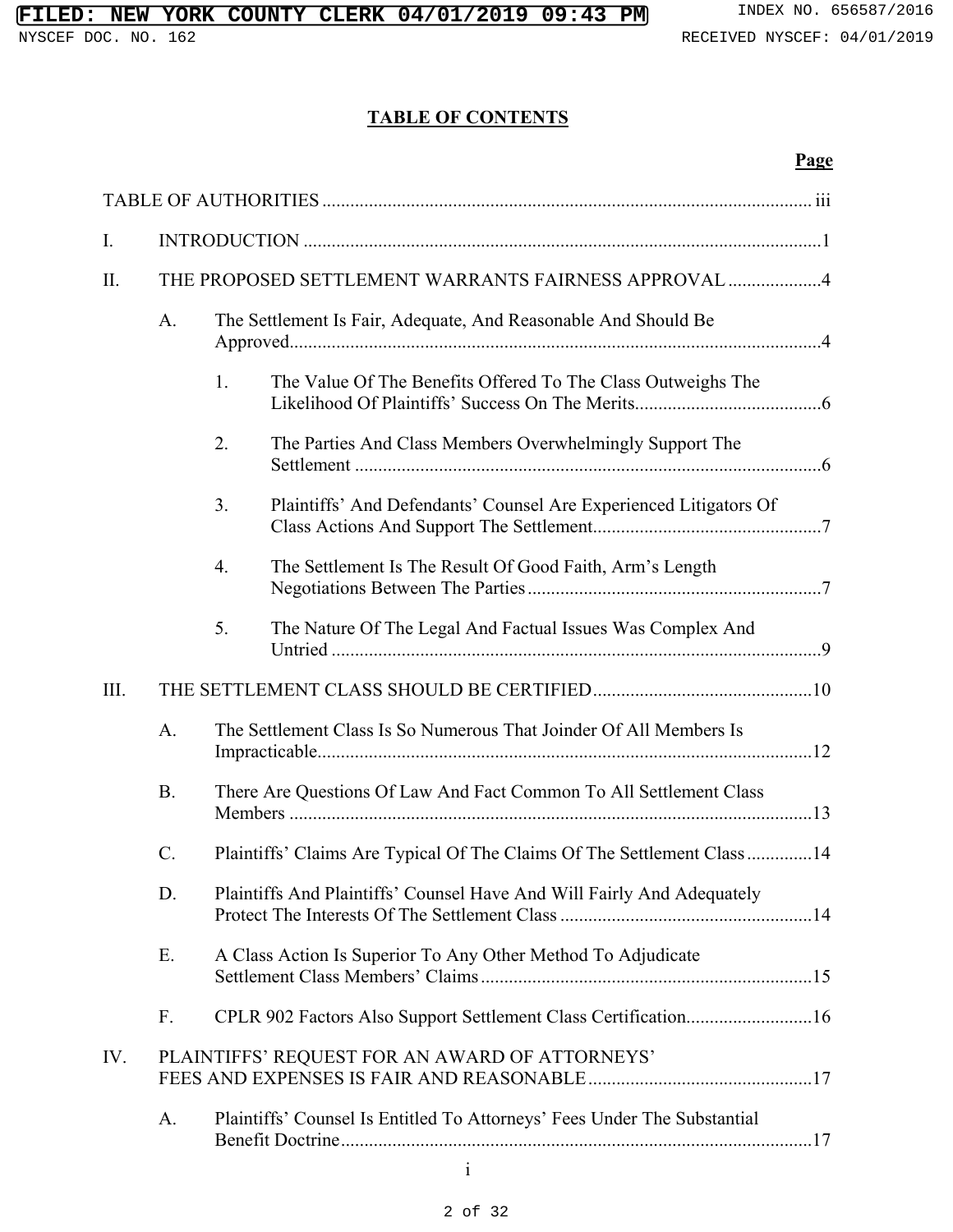**TABLE OF CONTENTS**

**Page**

TABLE OF AUTHORITIES ..... iii

I. INTRODUCTION ..... 1

II. THE PROPOSED SETTLEMENT WARRANTS FAIRNESS APPROVAL ..... 4

A. The Settlement Is Fair, Adequate, And Reasonable And Should Be Approved ..... 4

1. The Value Of The Benefits Offered To The Class Outweighs The Likelihood Of Plaintiffs' Success On The Merits ..... 6

2. The Parties And Class Members Overwhelmingly Support The Settlement ..... 6

3. Plaintiffs' And Defendants' Counsel Are Experienced Litigators Of Class Actions And Support The Settlement ..... 7

4. The Settlement Is The Result Of Good Faith, Arm's Length Negotiations Between The Parties ..... 7

5. The Nature Of The Legal And Factual Issues Was Complex And Untried ..... 9

III. THE SETTLEMENT CLASS SHOULD BE CERTIFIED ..... 10

A. The Settlement Class Is So Numerous That Joinder Of All Members Is Impracticable ..... 12

B. There Are Questions Of Law And Fact Common To All Settlement Class Members ..... 13

C. Plaintiffs' Claims Are Typical Of The Claims Of The Settlement Class ..... 14

D. Plaintiffs And Plaintiffs' Counsel Have And Will Fairly And Adequately Protect The Interests Of The Settlement Class ..... 14

E. A Class Action Is Superior To Any Other Method To Adjudicate Settlement Class Members' Claims ..... 15

F. CPLR 902 Factors Also Support Settlement Class Certification ..... 16

IV. PLAINTIFFS' REQUEST FOR AN AWARD OF ATTORNEYS' FEES AND EXPENSES IS FAIR AND REASONABLE ..... 17

A. Plaintiffs' Counsel Is Entitled To Attorneys' Fees Under The Substantial Benefit Doctrine ..... 17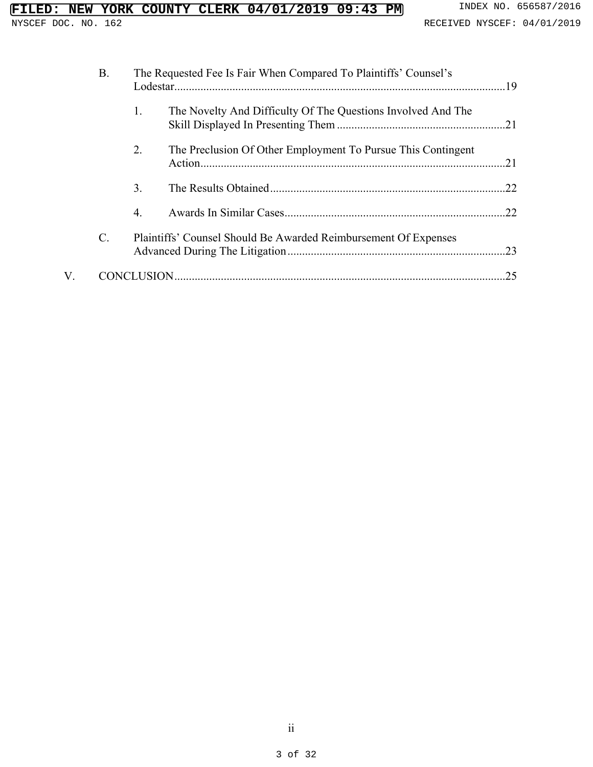B. The Requested Fee Is Fair When Compared To Plaintiffs' Counsel's Lodestar.....19

1. The Novelty And Difficulty Of The Questions Involved And The Skill Displayed In Presenting Them.....21

2. The Preclusion Of Other Employment To Pursue This Contingent Action.....21

3. The Results Obtained.....22

4. Awards In Similar Cases.....22

C. Plaintiffs' Counsel Should Be Awarded Reimbursement Of Expenses Advanced During The Litigation.....23

V. CONCLUSION.....25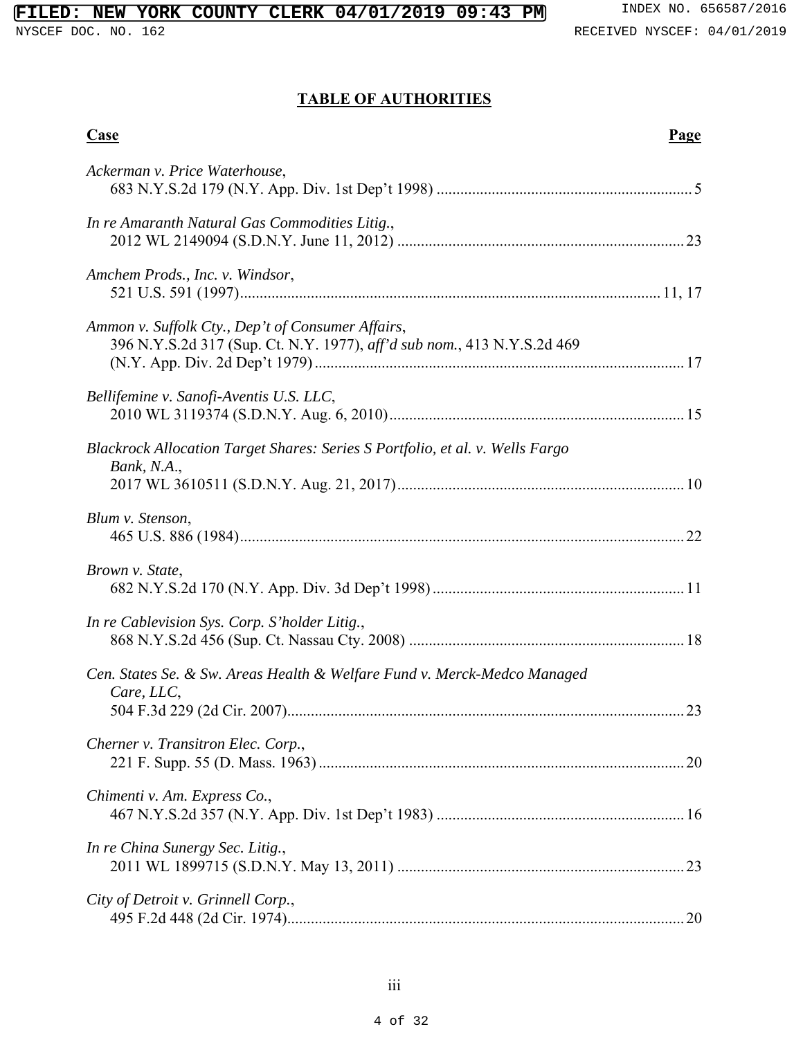## TABLE OF AUTHORITIES

| **Case** | **Page** |
|---|---|
| *Ackerman v. Price Waterhouse*, 683 N.Y.S.2d 179 (N.Y. App. Div. 1st Dep't 1998) | 5 |
| *In re Amaranth Natural Gas Commodities Litig.*, 2012 WL 2149094 (S.D.N.Y. June 11, 2012) | 23 |
| *Amchem Prods., Inc. v. Windsor*, 521 U.S. 591 (1997) | 11, 17 |
| *Ammon v. Suffolk Cty., Dep't of Consumer Affairs*, 396 N.Y.S.2d 317 (Sup. Ct. N.Y. 1977), *aff'd sub nom.*, 413 N.Y.S.2d 469 (N.Y. App. Div. 2d Dep't 1979) | 17 |
| *Bellifemine v. Sanofi-Aventis U.S. LLC*, 2010 WL 3119374 (S.D.N.Y. Aug. 6, 2010) | 15 |
| *Blackrock Allocation Target Shares: Series S Portfolio, et al. v. Wells Fargo Bank, N.A.*, 2017 WL 3610511 (S.D.N.Y. Aug. 21, 2017) | 10 |
| *Blum v. Stenson*, 465 U.S. 886 (1984) | 22 |
| *Brown v. State*, 682 N.Y.S.2d 170 (N.Y. App. Div. 3d Dep't 1998) | 11 |
| *In re Cablevision Sys. Corp. S'holder Litig.*, 868 N.Y.S.2d 456 (Sup. Ct. Nassau Cty. 2008) | 18 |
| *Cen. States Se. & Sw. Areas Health & Welfare Fund v. Merck-Medco Managed Care, LLC*, 504 F.3d 229 (2d Cir. 2007) | 23 |
| *Cherner v. Transitron Elec. Corp.*, 221 F. Supp. 55 (D. Mass. 1963) | 20 |
| *Chimenti v. Am. Express Co.*, 467 N.Y.S.2d 357 (N.Y. App. Div. 1st Dep't 1983) | 16 |
| *In re China Sunergy Sec. Litig.*, 2011 WL 1899715 (S.D.N.Y. May 13, 2011) | 23 |
| *City of Detroit v. Grinnell Corp.*, 495 F.2d 448 (2d Cir. 1974) | 20 |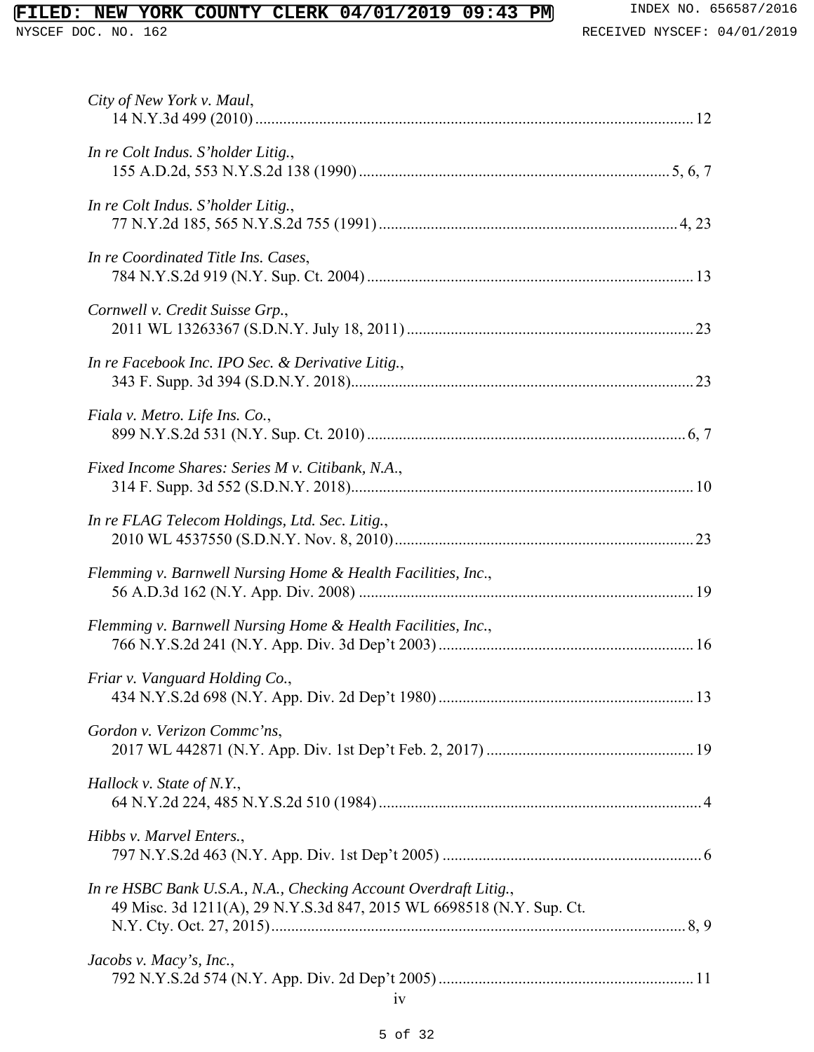*City of New York v. Maul*,
14 N.Y.3d 499 (2010) .......... 12

*In re Colt Indus. S'holder Litig.*,
155 A.D.2d, 553 N.Y.S.2d 138 (1990) .......... 5, 6, 7

*In re Colt Indus. S'holder Litig.*,
77 N.Y.2d 185, 565 N.Y.S.2d 755 (1991) .......... 4, 23

*In re Coordinated Title Ins. Cases*,
784 N.Y.S.2d 919 (N.Y. Sup. Ct. 2004) .......... 13

*Cornwell v. Credit Suisse Grp.*,
2011 WL 13263367 (S.D.N.Y. July 18, 2011) .......... 23

*In re Facebook Inc. IPO Sec. & Derivative Litig.*,
343 F. Supp. 3d 394 (S.D.N.Y. 2018) .......... 23

*Fiala v. Metro. Life Ins. Co.*,
899 N.Y.S.2d 531 (N.Y. Sup. Ct. 2010) .......... 6, 7

*Fixed Income Shares: Series M v. Citibank, N.A.*,
314 F. Supp. 3d 552 (S.D.N.Y. 2018) .......... 10

*In re FLAG Telecom Holdings, Ltd. Sec. Litig.*,
2010 WL 4537550 (S.D.N.Y. Nov. 8, 2010) .......... 23

*Flemming v. Barnwell Nursing Home & Health Facilities, Inc.*,
56 A.D.3d 162 (N.Y. App. Div. 2008) .......... 19

*Flemming v. Barnwell Nursing Home & Health Facilities, Inc.*,
766 N.Y.S.2d 241 (N.Y. App. Div. 3d Dep't 2003) .......... 16

*Friar v. Vanguard Holding Co.*,
434 N.Y.S.2d 698 (N.Y. App. Div. 2d Dep't 1980) .......... 13

*Gordon v. Verizon Commc'ns*,
2017 WL 442871 (N.Y. App. Div. 1st Dep't Feb. 2, 2017) .......... 19

*Hallock v. State of N.Y.*,
64 N.Y.2d 224, 485 N.Y.S.2d 510 (1984) .......... 4

*Hibbs v. Marvel Enters.*,
797 N.Y.S.2d 463 (N.Y. App. Div. 1st Dep't 2005) .......... 6

*In re HSBC Bank U.S.A., N.A., Checking Account Overdraft Litig.*,
49 Misc. 3d 1211(A), 29 N.Y.S.3d 847, 2015 WL 6698518 (N.Y. Sup. Ct. N.Y. Cty. Oct. 27, 2015) .......... 8, 9

*Jacobs v. Macy's, Inc.*,
792 N.Y.S.2d 574 (N.Y. App. Div. 2d Dep't 2005) .......... 11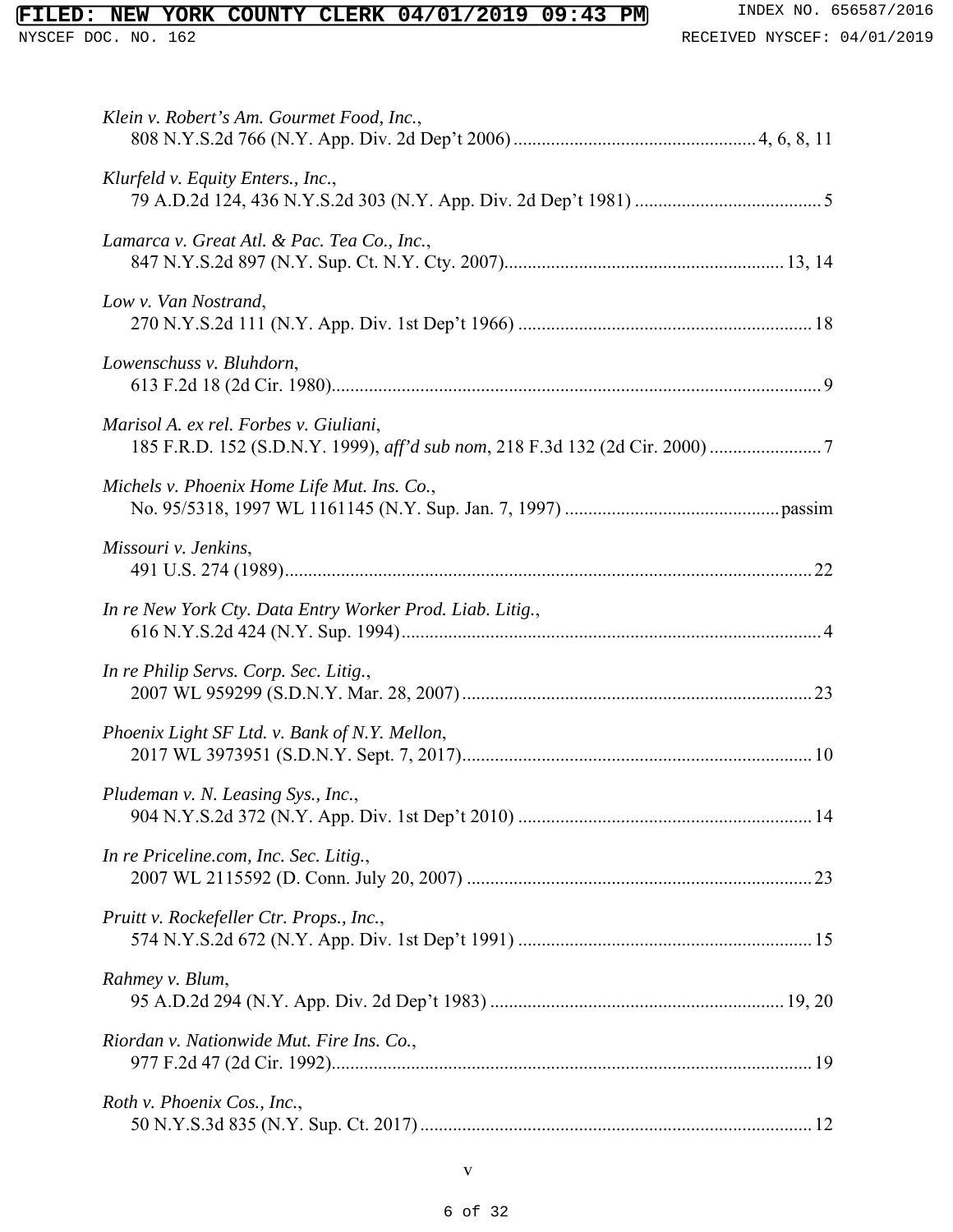*Klein v. Robert's Am. Gourmet Food, Inc.*,
808 N.Y.S.2d 766 (N.Y. App. Div. 2d Dep't 2006) .................................................... 4, 6, 8, 11

*Klurfeld v. Equity Enters., Inc.*,
79 A.D.2d 124, 436 N.Y.S.2d 303 (N.Y. App. Div. 2d Dep't 1981) ........................................ 5

*Lamarca v. Great Atl. & Pac. Tea Co., Inc.*,
847 N.Y.S.2d 897 (N.Y. Sup. Ct. N.Y. Cty. 2007)............................................................ 13, 14

*Low v. Van Nostrand*,
270 N.Y.S.2d 111 (N.Y. App. Div. 1st Dep't 1966) ............................................................... 18

*Lowenschuss v. Bluhdorn*,
613 F.2d 18 (2d Cir. 1980)......................................................................................................... 9

*Marisol A. ex rel. Forbes v. Giuliani*,
185 F.R.D. 152 (S.D.N.Y. 1999), *aff'd sub nom*, 218 F.3d 132 (2d Cir. 2000) ........................ 7

*Michels v. Phoenix Home Life Mut. Ins. Co.*,
No. 95/5318, 1997 WL 1161145 (N.Y. Sup. Jan. 7, 1997) .............................................. passim

*Missouri v. Jenkins*,
491 U.S. 274 (1989)................................................................................................................. 22

*In re New York Cty. Data Entry Worker Prod. Liab. Litig.*,
616 N.Y.S.2d 424 (N.Y. Sup. 1994).......................................................................................... 4

*In re Philip Servs. Corp. Sec. Litig.*,
2007 WL 959299 (S.D.N.Y. Mar. 28, 2007) ........................................................................... 23

*Phoenix Light SF Ltd. v. Bank of N.Y. Mellon*,
2017 WL 3973951 (S.D.N.Y. Sept. 7, 2017)........................................................................... 10

*Pludeman v. N. Leasing Sys., Inc.*,
904 N.Y.S.2d 372 (N.Y. App. Div. 1st Dep't 2010) ............................................................... 14

*In re Priceline.com, Inc. Sec. Litig.*,
2007 WL 2115592 (D. Conn. July 20, 2007) .......................................................................... 23

*Pruitt v. Rockefeller Ctr. Props., Inc.*,
574 N.Y.S.2d 672 (N.Y. App. Div. 1st Dep't 1991) ............................................................... 15

*Rahmey v. Blum*,
95 A.D.2d 294 (N.Y. App. Div. 2d Dep't 1983) ............................................................... 19, 20

*Riordan v. Nationwide Mut. Fire Ins. Co.*,
977 F.2d 47 (2d Cir. 1992)....................................................................................................... 19

*Roth v. Phoenix Cos., Inc.*,
50 N.Y.S.3d 835 (N.Y. Sup. Ct. 2017) .................................................................................... 12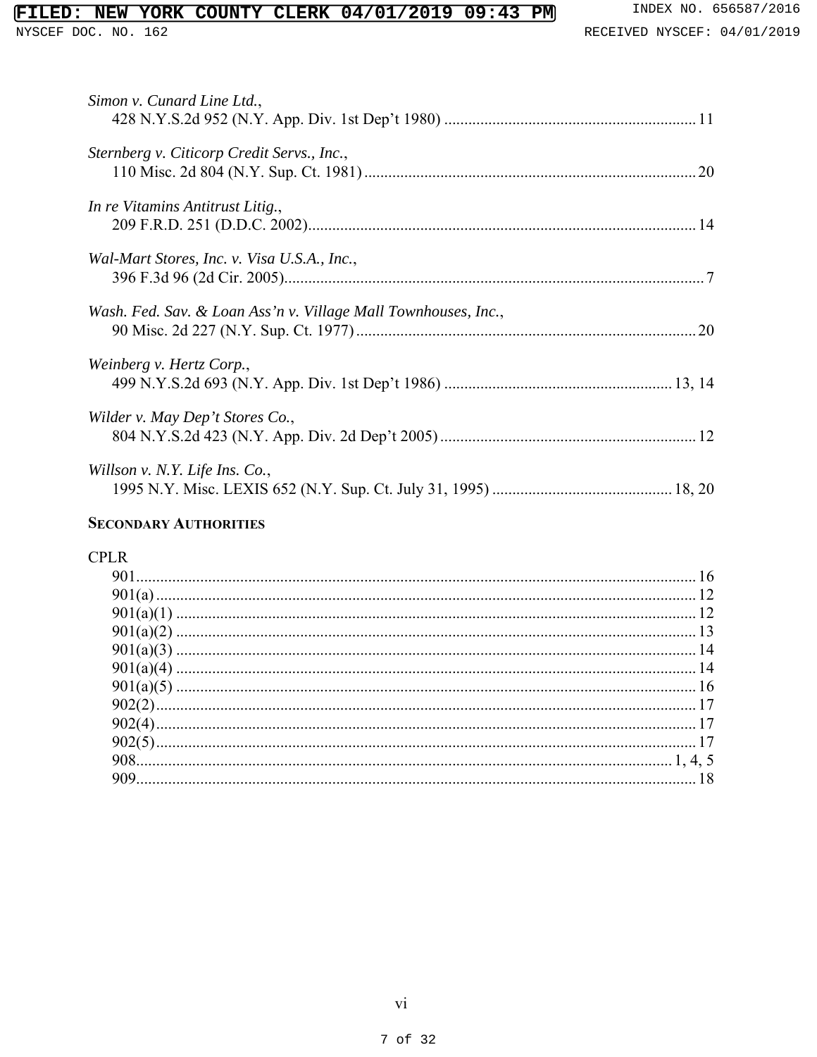*Simon v. Cunard Line Ltd.*,
428 N.Y.S.2d 952 (N.Y. App. Div. 1st Dep't 1980) ............................................................... 11

*Sternberg v. Citicorp Credit Servs., Inc.*,
110 Misc. 2d 804 (N.Y. Sup. Ct. 1981) .................................................................................. 20

*In re Vitamins Antitrust Litig.*,
209 F.R.D. 251 (D.D.C. 2002)................................................................................................ 14

*Wal-Mart Stores, Inc. v. Visa U.S.A., Inc.*,
396 F.3d 96 (2d Cir. 2005)........................................................................................................ 7

*Wash. Fed. Sav. & Loan Ass'n v. Village Mall Townhouses, Inc.*,
90 Misc. 2d 227 (N.Y. Sup. Ct. 1977) .................................................................................... 20

*Weinberg v. Hertz Corp.*,
499 N.Y.S.2d 693 (N.Y. App. Div. 1st Dep't 1986) ......................................................... 13, 14

*Wilder v. May Dep't Stores Co.*,
804 N.Y.S.2d 423 (N.Y. App. Div. 2d Dep't 2005) ................................................................ 12

*Willson v. N.Y. Life Ins. Co.*,
1995 N.Y. Misc. LEXIS 652 (N.Y. Sup. Ct. July 31, 1995) ............................................. 18, 20

**SECONDARY AUTHORITIES**

CPLR

901........................................................................................................................................... 16
901(a) ...................................................................................................................................... 12
901(a)(1) ................................................................................................................................. 12
901(a)(2) ................................................................................................................................. 13
901(a)(3) ................................................................................................................................. 14
901(a)(4) ................................................................................................................................. 14
901(a)(5) ................................................................................................................................. 16
902(2)...................................................................................................................................... 17
902(4)...................................................................................................................................... 17
902(5)...................................................................................................................................... 17
908.................................................................................................................................... 1, 4, 5
909........................................................................................................................................... 18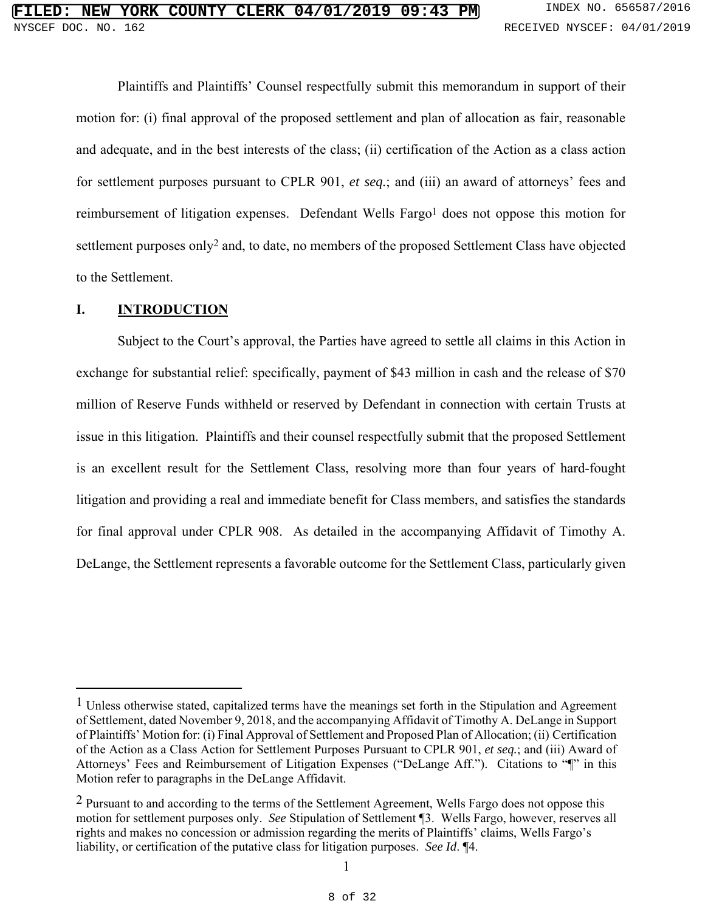Plaintiffs and Plaintiffs' Counsel respectfully submit this memorandum in support of their motion for: (i) final approval of the proposed settlement and plan of allocation as fair, reasonable and adequate, and in the best interests of the class; (ii) certification of the Action as a class action for settlement purposes pursuant to CPLR 901, *et seq.*; and (iii) an award of attorneys' fees and reimbursement of litigation expenses. Defendant Wells Fargo[1] does not oppose this motion for settlement purposes only[2] and, to date, no members of the proposed Settlement Class have objected to the Settlement.

## I. INTRODUCTION

Subject to the Court's approval, the Parties have agreed to settle all claims in this Action in exchange for substantial relief: specifically, payment of $43 million in cash and the release of $70 million of Reserve Funds withheld or reserved by Defendant in connection with certain Trusts at issue in this litigation. Plaintiffs and their counsel respectfully submit that the proposed Settlement is an excellent result for the Settlement Class, resolving more than four years of hard-fought litigation and providing a real and immediate benefit for Class members, and satisfies the standards for final approval under CPLR 908. As detailed in the accompanying Affidavit of Timothy A. DeLange, the Settlement represents a favorable outcome for the Settlement Class, particularly given

---

[1] Unless otherwise stated, capitalized terms have the meanings set forth in the Stipulation and Agreement of Settlement, dated November 9, 2018, and the accompanying Affidavit of Timothy A. DeLange in Support of Plaintiffs' Motion for: (i) Final Approval of Settlement and Proposed Plan of Allocation; (ii) Certification of the Action as a Class Action for Settlement Purposes Pursuant to CPLR 901, *et seq.*; and (iii) Award of Attorneys' Fees and Reimbursement of Litigation Expenses ("DeLange Aff."). Citations to "¶" in this Motion refer to paragraphs in the DeLange Affidavit.

[2] Pursuant to and according to the terms of the Settlement Agreement, Wells Fargo does not oppose this motion for settlement purposes only. *See* Stipulation of Settlement ¶3. Wells Fargo, however, reserves all rights and makes no concession or admission regarding the merits of Plaintiffs' claims, Wells Fargo's liability, or certification of the putative class for litigation purposes. *See Id*. ¶4.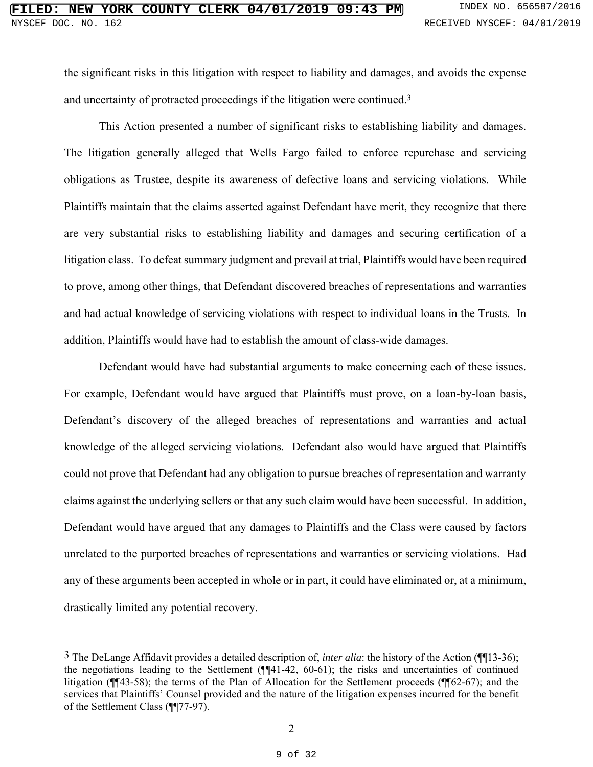the significant risks in this litigation with respect to liability and damages, and avoids the expense and uncertainty of protracted proceedings if the litigation were continued.[3]

This Action presented a number of significant risks to establishing liability and damages. The litigation generally alleged that Wells Fargo failed to enforce repurchase and servicing obligations as Trustee, despite its awareness of defective loans and servicing violations. While Plaintiffs maintain that the claims asserted against Defendant have merit, they recognize that there are very substantial risks to establishing liability and damages and securing certification of a litigation class. To defeat summary judgment and prevail at trial, Plaintiffs would have been required to prove, among other things, that Defendant discovered breaches of representations and warranties and had actual knowledge of servicing violations with respect to individual loans in the Trusts. In addition, Plaintiffs would have had to establish the amount of class-wide damages.

Defendant would have had substantial arguments to make concerning each of these issues. For example, Defendant would have argued that Plaintiffs must prove, on a loan-by-loan basis, Defendant's discovery of the alleged breaches of representations and warranties and actual knowledge of the alleged servicing violations. Defendant also would have argued that Plaintiffs could not prove that Defendant had any obligation to pursue breaches of representation and warranty claims against the underlying sellers or that any such claim would have been successful. In addition, Defendant would have argued that any damages to Plaintiffs and the Class were caused by factors unrelated to the purported breaches of representations and warranties or servicing violations. Had any of these arguments been accepted in whole or in part, it could have eliminated or, at a minimum, drastically limited any potential recovery.

---

[3] The DeLange Affidavit provides a detailed description of, *inter alia*: the history of the Action (¶¶13-36); the negotiations leading to the Settlement (¶¶41-42, 60-61); the risks and uncertainties of continued litigation (¶¶43-58); the terms of the Plan of Allocation for the Settlement proceeds (¶¶62-67); and the services that Plaintiffs' Counsel provided and the nature of the litigation expenses incurred for the benefit of the Settlement Class (¶¶77-97).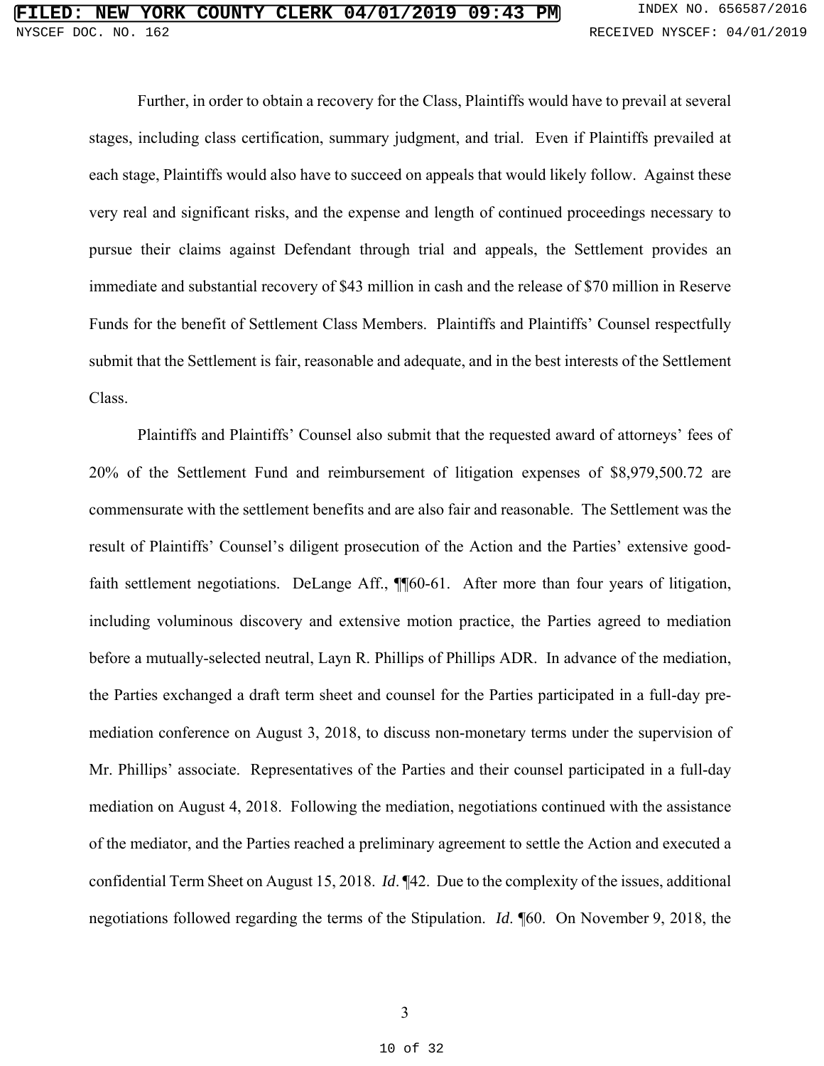Further, in order to obtain a recovery for the Class, Plaintiffs would have to prevail at several stages, including class certification, summary judgment, and trial. Even if Plaintiffs prevailed at each stage, Plaintiffs would also have to succeed on appeals that would likely follow. Against these very real and significant risks, and the expense and length of continued proceedings necessary to pursue their claims against Defendant through trial and appeals, the Settlement provides an immediate and substantial recovery of $43 million in cash and the release of $70 million in Reserve Funds for the benefit of Settlement Class Members. Plaintiffs and Plaintiffs' Counsel respectfully submit that the Settlement is fair, reasonable and adequate, and in the best interests of the Settlement Class.

Plaintiffs and Plaintiffs' Counsel also submit that the requested award of attorneys' fees of 20% of the Settlement Fund and reimbursement of litigation expenses of $8,979,500.72 are commensurate with the settlement benefits and are also fair and reasonable. The Settlement was the result of Plaintiffs' Counsel's diligent prosecution of the Action and the Parties' extensive good-faith settlement negotiations. DeLange Aff., ¶¶60-61. After more than four years of litigation, including voluminous discovery and extensive motion practice, the Parties agreed to mediation before a mutually-selected neutral, Layn R. Phillips of Phillips ADR. In advance of the mediation, the Parties exchanged a draft term sheet and counsel for the Parties participated in a full-day pre-mediation conference on August 3, 2018, to discuss non-monetary terms under the supervision of Mr. Phillips' associate. Representatives of the Parties and their counsel participated in a full-day mediation on August 4, 2018. Following the mediation, negotiations continued with the assistance of the mediator, and the Parties reached a preliminary agreement to settle the Action and executed a confidential Term Sheet on August 15, 2018. *Id*. ¶42. Due to the complexity of the issues, additional negotiations followed regarding the terms of the Stipulation. *Id*. ¶60. On November 9, 2018, the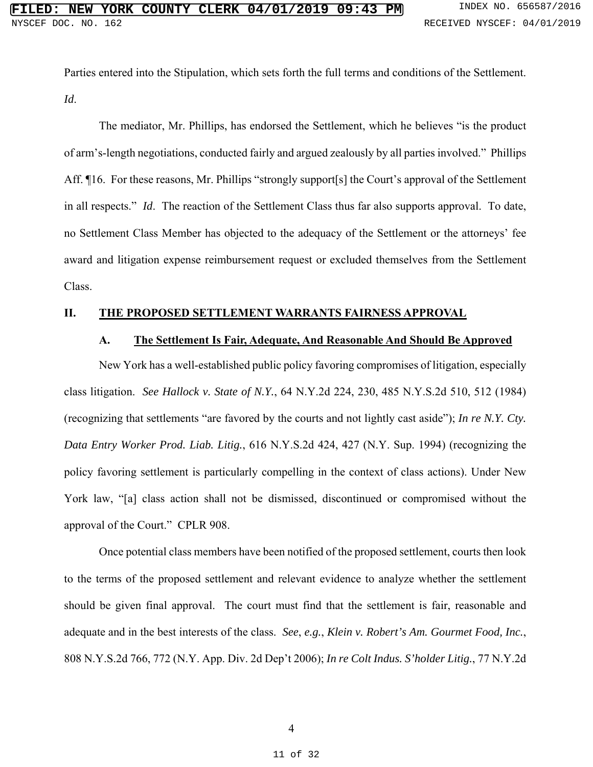Parties entered into the Stipulation, which sets forth the full terms and conditions of the Settlement. *Id*.

The mediator, Mr. Phillips, has endorsed the Settlement, which he believes "is the product of arm's-length negotiations, conducted fairly and argued zealously by all parties involved." Phillips Aff. ¶16. For these reasons, Mr. Phillips "strongly support[s] the Court's approval of the Settlement in all respects." *Id*. The reaction of the Settlement Class thus far also supports approval. To date, no Settlement Class Member has objected to the adequacy of the Settlement or the attorneys' fee award and litigation expense reimbursement request or excluded themselves from the Settlement Class.

## II. <u>THE PROPOSED SETTLEMENT WARRANTS FAIRNESS APPROVAL</u>

### A. <u>The Settlement Is Fair, Adequate, And Reasonable And Should Be Approved</u>

New York has a well-established public policy favoring compromises of litigation, especially class litigation. *See Hallock v. State of N.Y.*, 64 N.Y.2d 224, 230, 485 N.Y.S.2d 510, 512 (1984) (recognizing that settlements "are favored by the courts and not lightly cast aside"); *In re N.Y. Cty. Data Entry Worker Prod. Liab. Litig.*, 616 N.Y.S.2d 424, 427 (N.Y. Sup. 1994) (recognizing the policy favoring settlement is particularly compelling in the context of class actions). Under New York law, "[a] class action shall not be dismissed, discontinued or compromised without the approval of the Court." CPLR 908.

Once potential class members have been notified of the proposed settlement, courts then look to the terms of the proposed settlement and relevant evidence to analyze whether the settlement should be given final approval. The court must find that the settlement is fair, reasonable and adequate and in the best interests of the class. *See*, *e.g.*, *Klein v. Robert's Am. Gourmet Food, Inc.*, 808 N.Y.S.2d 766, 772 (N.Y. App. Div. 2d Dep't 2006); *In re Colt Indus. S'holder Litig.*, 77 N.Y.2d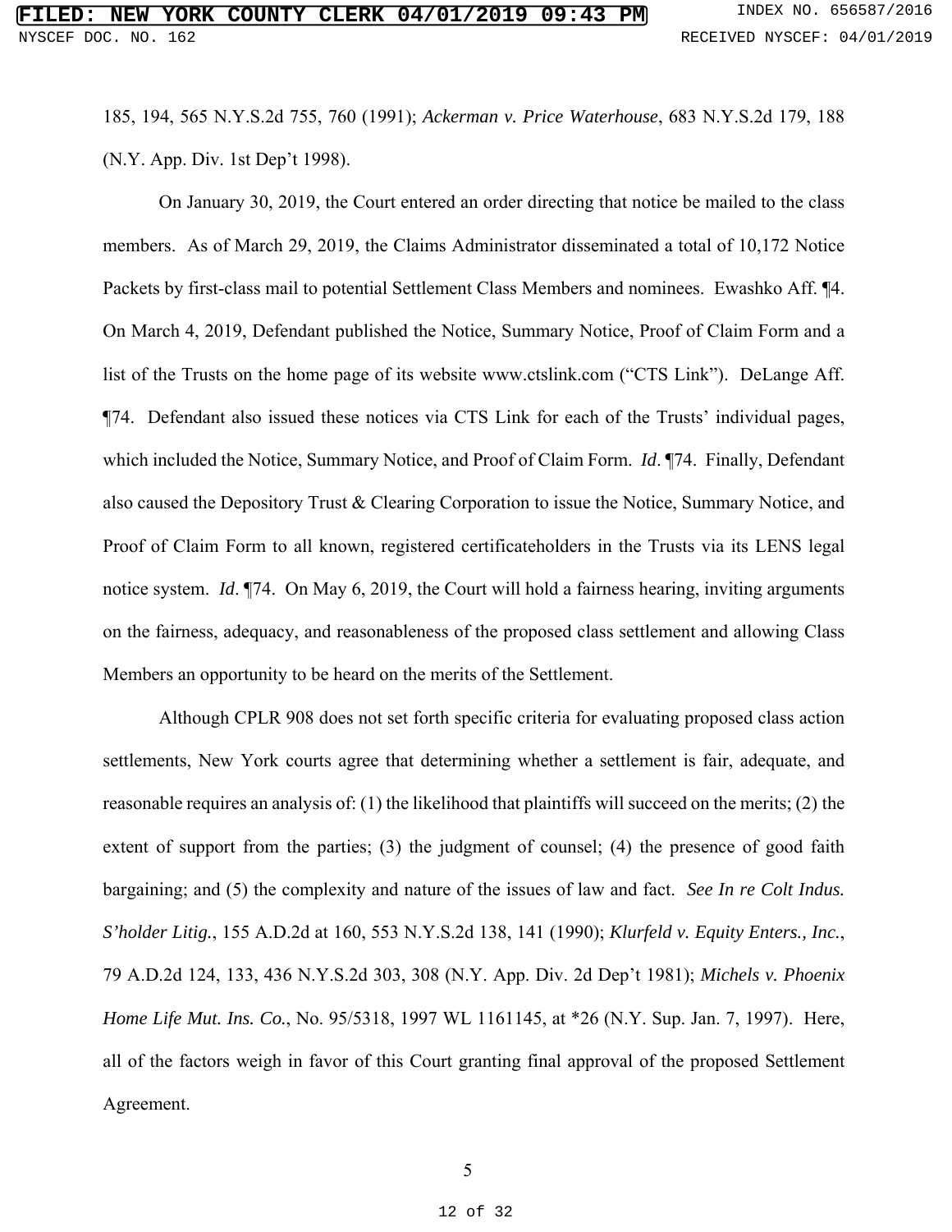185, 194, 565 N.Y.S.2d 755, 760 (1991); *Ackerman v. Price Waterhouse*, 683 N.Y.S.2d 179, 188 (N.Y. App. Div. 1st Dep't 1998).

On January 30, 2019, the Court entered an order directing that notice be mailed to the class members. As of March 29, 2019, the Claims Administrator disseminated a total of 10,172 Notice Packets by first-class mail to potential Settlement Class Members and nominees. Ewashko Aff. ¶4. On March 4, 2019, Defendant published the Notice, Summary Notice, Proof of Claim Form and a list of the Trusts on the home page of its website www.ctslink.com ("CTS Link"). DeLange Aff. ¶74. Defendant also issued these notices via CTS Link for each of the Trusts' individual pages, which included the Notice, Summary Notice, and Proof of Claim Form. *Id*. ¶74. Finally, Defendant also caused the Depository Trust & Clearing Corporation to issue the Notice, Summary Notice, and Proof of Claim Form to all known, registered certificateholders in the Trusts via its LENS legal notice system. *Id*. ¶74. On May 6, 2019, the Court will hold a fairness hearing, inviting arguments on the fairness, adequacy, and reasonableness of the proposed class settlement and allowing Class Members an opportunity to be heard on the merits of the Settlement.

Although CPLR 908 does not set forth specific criteria for evaluating proposed class action settlements, New York courts agree that determining whether a settlement is fair, adequate, and reasonable requires an analysis of: (1) the likelihood that plaintiffs will succeed on the merits; (2) the extent of support from the parties; (3) the judgment of counsel; (4) the presence of good faith bargaining; and (5) the complexity and nature of the issues of law and fact. *See In re Colt Indus. S'holder Litig.*, 155 A.D.2d at 160, 553 N.Y.S.2d 138, 141 (1990); *Klurfeld v. Equity Enters., Inc.*, 79 A.D.2d 124, 133, 436 N.Y.S.2d 303, 308 (N.Y. App. Div. 2d Dep't 1981); *Michels v. Phoenix Home Life Mut. Ins. Co.*, No. 95/5318, 1997 WL 1161145, at *26 (N.Y. Sup. Jan. 7, 1997). Here, all of the factors weigh in favor of this Court granting final approval of the proposed Settlement Agreement.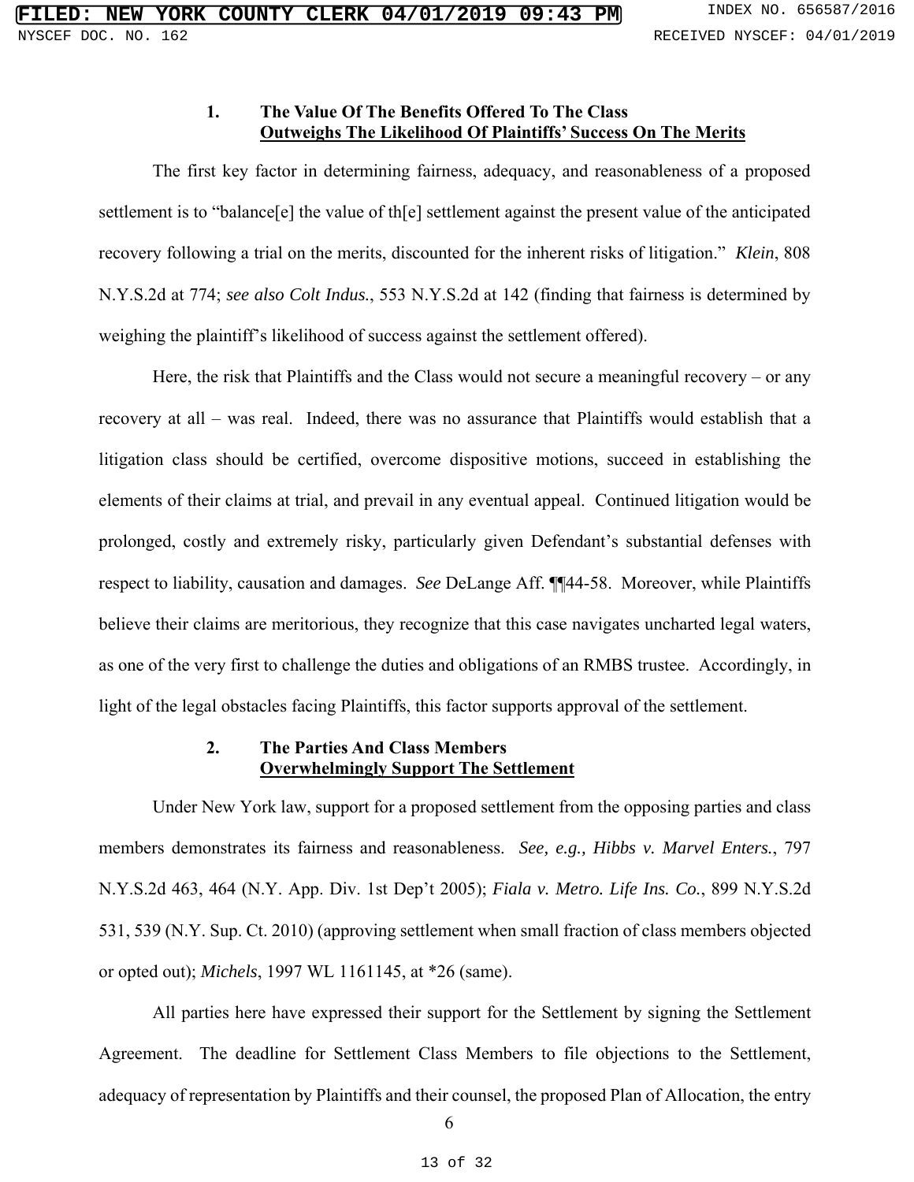### 1. The Value Of The Benefits Offered To The Class Outweighs The Likelihood Of Plaintiffs' Success On The Merits

The first key factor in determining fairness, adequacy, and reasonableness of a proposed settlement is to "balance[e] the value of th[e] settlement against the present value of the anticipated recovery following a trial on the merits, discounted for the inherent risks of litigation." *Klein*, 808 N.Y.S.2d at 774; *see also Colt Indus.*, 553 N.Y.S.2d at 142 (finding that fairness is determined by weighing the plaintiff's likelihood of success against the settlement offered).

Here, the risk that Plaintiffs and the Class would not secure a meaningful recovery – or any recovery at all – was real. Indeed, there was no assurance that Plaintiffs would establish that a litigation class should be certified, overcome dispositive motions, succeed in establishing the elements of their claims at trial, and prevail in any eventual appeal. Continued litigation would be prolonged, costly and extremely risky, particularly given Defendant's substantial defenses with respect to liability, causation and damages. *See* DeLange Aff. ¶¶44-58. Moreover, while Plaintiffs believe their claims are meritorious, they recognize that this case navigates uncharted legal waters, as one of the very first to challenge the duties and obligations of an RMBS trustee. Accordingly, in light of the legal obstacles facing Plaintiffs, this factor supports approval of the settlement.

### 2. The Parties And Class Members Overwhelmingly Support The Settlement

Under New York law, support for a proposed settlement from the opposing parties and class members demonstrates its fairness and reasonableness. *See, e.g., Hibbs v. Marvel Enters.*, 797 N.Y.S.2d 463, 464 (N.Y. App. Div. 1st Dep't 2005); *Fiala v. Metro. Life Ins. Co.*, 899 N.Y.S.2d 531, 539 (N.Y. Sup. Ct. 2010) (approving settlement when small fraction of class members objected or opted out); *Michels*, 1997 WL 1161145, at *26 (same).

All parties here have expressed their support for the Settlement by signing the Settlement Agreement. The deadline for Settlement Class Members to file objections to the Settlement, adequacy of representation by Plaintiffs and their counsel, the proposed Plan of Allocation, the entry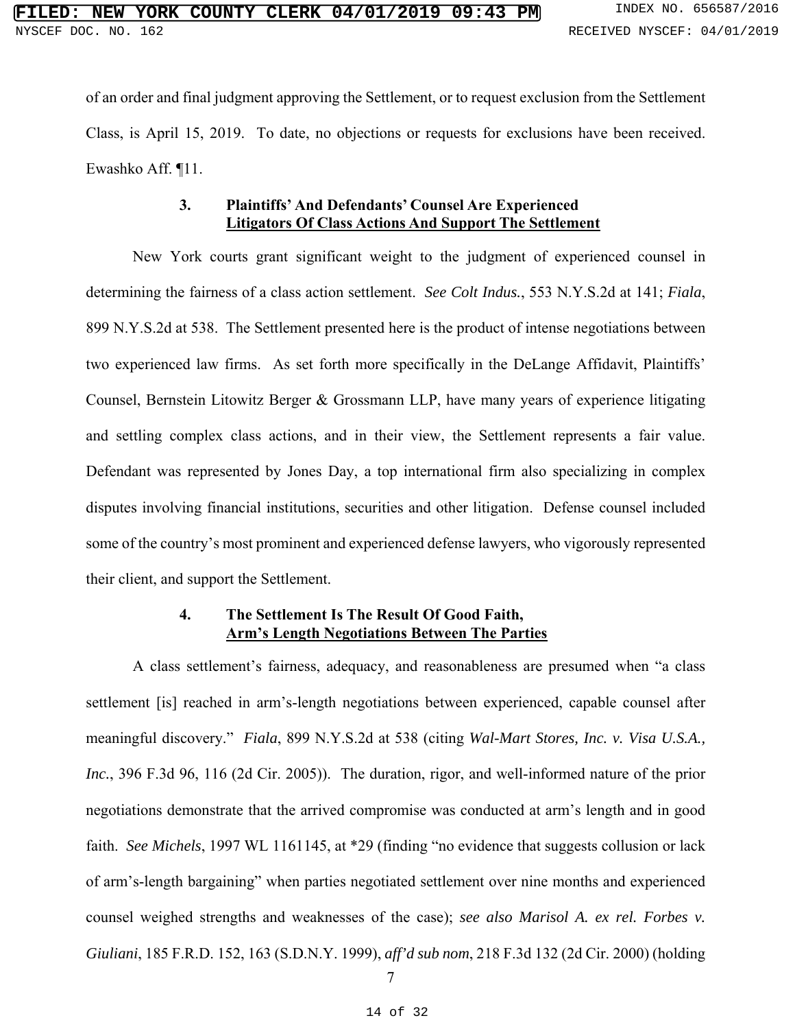of an order and final judgment approving the Settlement, or to request exclusion from the Settlement Class, is April 15, 2019. To date, no objections or requests for exclusions have been received. Ewashko Aff. ¶11.

### 3. Plaintiffs' And Defendants' Counsel Are Experienced Litigators Of Class Actions And Support The Settlement

New York courts grant significant weight to the judgment of experienced counsel in determining the fairness of a class action settlement. *See Colt Indus.*, 553 N.Y.S.2d at 141; *Fiala*, 899 N.Y.S.2d at 538. The Settlement presented here is the product of intense negotiations between two experienced law firms. As set forth more specifically in the DeLange Affidavit, Plaintiffs' Counsel, Bernstein Litowitz Berger & Grossmann LLP, have many years of experience litigating and settling complex class actions, and in their view, the Settlement represents a fair value. Defendant was represented by Jones Day, a top international firm also specializing in complex disputes involving financial institutions, securities and other litigation. Defense counsel included some of the country's most prominent and experienced defense lawyers, who vigorously represented their client, and support the Settlement.

### 4. The Settlement Is The Result Of Good Faith, Arm's Length Negotiations Between The Parties

A class settlement's fairness, adequacy, and reasonableness are presumed when "a class settlement [is] reached in arm's-length negotiations between experienced, capable counsel after meaningful discovery." *Fiala*, 899 N.Y.S.2d at 538 (citing *Wal-Mart Stores, Inc. v. Visa U.S.A., Inc.*, 396 F.3d 96, 116 (2d Cir. 2005)). The duration, rigor, and well-informed nature of the prior negotiations demonstrate that the arrived compromise was conducted at arm's length and in good faith. *See Michels*, 1997 WL 1161145, at *29 (finding "no evidence that suggests collusion or lack of arm's-length bargaining" when parties negotiated settlement over nine months and experienced counsel weighed strengths and weaknesses of the case); *see also Marisol A. ex rel. Forbes v. Giuliani*, 185 F.R.D. 152, 163 (S.D.N.Y. 1999), *aff'd sub nom*, 218 F.3d 132 (2d Cir. 2000) (holding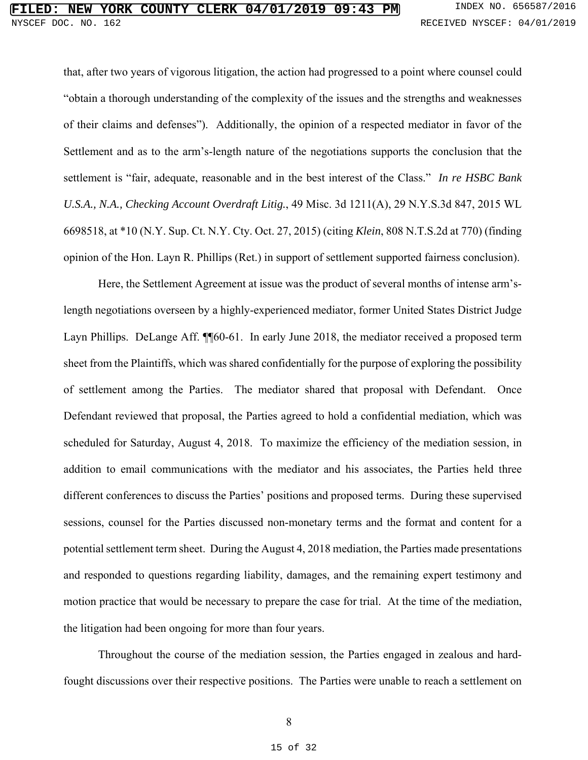that, after two years of vigorous litigation, the action had progressed to a point where counsel could "obtain a thorough understanding of the complexity of the issues and the strengths and weaknesses of their claims and defenses"). Additionally, the opinion of a respected mediator in favor of the Settlement and as to the arm's-length nature of the negotiations supports the conclusion that the settlement is "fair, adequate, reasonable and in the best interest of the Class." *In re HSBC Bank U.S.A., N.A., Checking Account Overdraft Litig.*, 49 Misc. 3d 1211(A), 29 N.Y.S.3d 847, 2015 WL 6698518, at *10 (N.Y. Sup. Ct. N.Y. Cty. Oct. 27, 2015) (citing *Klein*, 808 N.T.S.2d at 770) (finding opinion of the Hon. Layn R. Phillips (Ret.) in support of settlement supported fairness conclusion).

Here, the Settlement Agreement at issue was the product of several months of intense arm's-length negotiations overseen by a highly-experienced mediator, former United States District Judge Layn Phillips. DeLange Aff. ¶¶60-61. In early June 2018, the mediator received a proposed term sheet from the Plaintiffs, which was shared confidentially for the purpose of exploring the possibility of settlement among the Parties. The mediator shared that proposal with Defendant. Once Defendant reviewed that proposal, the Parties agreed to hold a confidential mediation, which was scheduled for Saturday, August 4, 2018. To maximize the efficiency of the mediation session, in addition to email communications with the mediator and his associates, the Parties held three different conferences to discuss the Parties' positions and proposed terms. During these supervised sessions, counsel for the Parties discussed non-monetary terms and the format and content for a potential settlement term sheet. During the August 4, 2018 mediation, the Parties made presentations and responded to questions regarding liability, damages, and the remaining expert testimony and motion practice that would be necessary to prepare the case for trial. At the time of the mediation, the litigation had been ongoing for more than four years.

Throughout the course of the mediation session, the Parties engaged in zealous and hard-fought discussions over their respective positions. The Parties were unable to reach a settlement on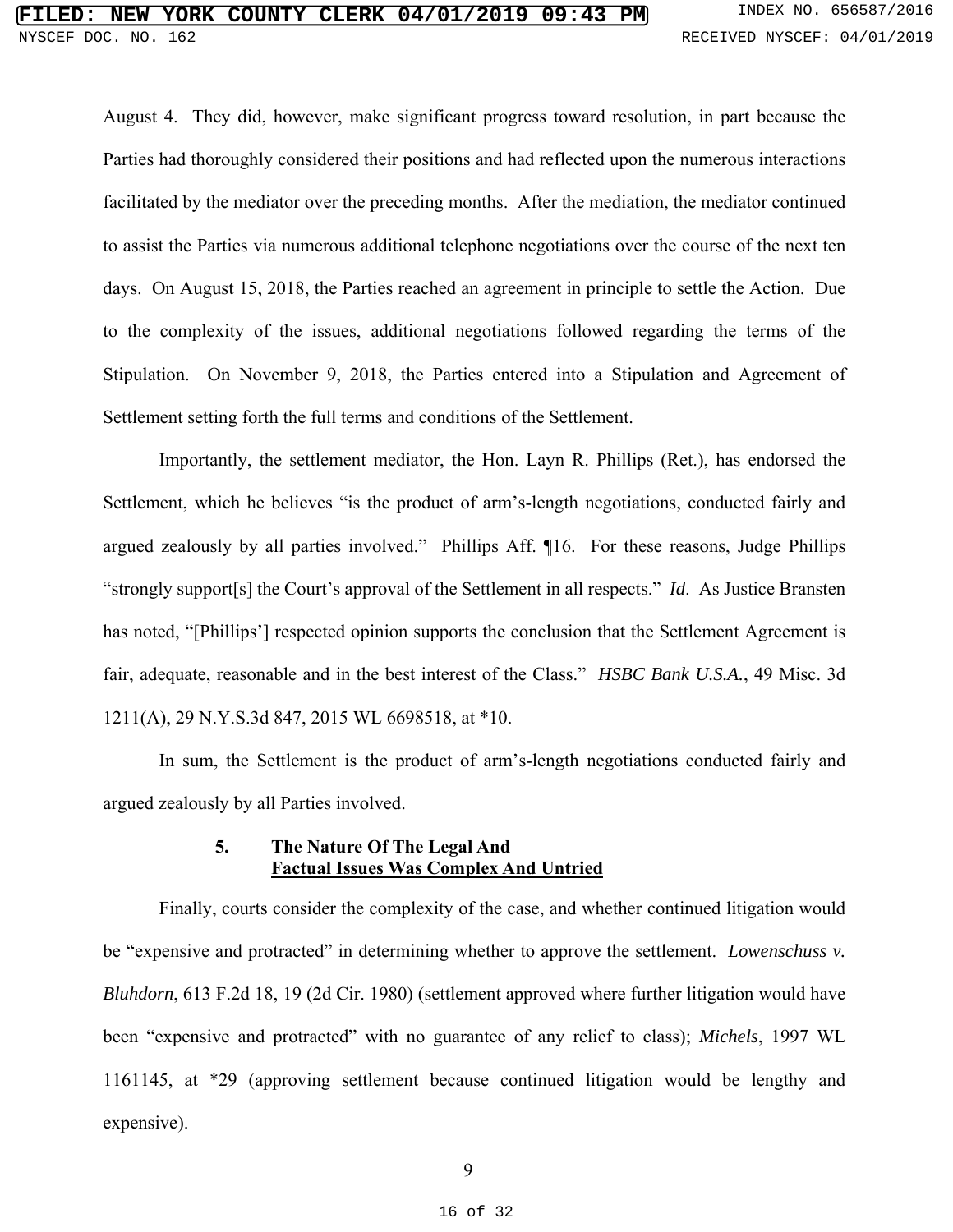August 4. They did, however, make significant progress toward resolution, in part because the Parties had thoroughly considered their positions and had reflected upon the numerous interactions facilitated by the mediator over the preceding months. After the mediation, the mediator continued to assist the Parties via numerous additional telephone negotiations over the course of the next ten days. On August 15, 2018, the Parties reached an agreement in principle to settle the Action. Due to the complexity of the issues, additional negotiations followed regarding the terms of the Stipulation. On November 9, 2018, the Parties entered into a Stipulation and Agreement of Settlement setting forth the full terms and conditions of the Settlement.

Importantly, the settlement mediator, the Hon. Layn R. Phillips (Ret.), has endorsed the Settlement, which he believes "is the product of arm's-length negotiations, conducted fairly and argued zealously by all parties involved." Phillips Aff. ¶16. For these reasons, Judge Phillips "strongly support[s] the Court's approval of the Settlement in all respects." *Id*. As Justice Bransten has noted, "[Phillips'] respected opinion supports the conclusion that the Settlement Agreement is fair, adequate, reasonable and in the best interest of the Class." *HSBC Bank U.S.A.*, 49 Misc. 3d 1211(A), 29 N.Y.S.3d 847, 2015 WL 6698518, at *10.

In sum, the Settlement is the product of arm's-length negotiations conducted fairly and argued zealously by all Parties involved.

#### 5. The Nature Of The Legal And Factual Issues Was Complex And Untried

Finally, courts consider the complexity of the case, and whether continued litigation would be "expensive and protracted" in determining whether to approve the settlement. *Lowenschuss v. Bluhdorn*, 613 F.2d 18, 19 (2d Cir. 1980) (settlement approved where further litigation would have been "expensive and protracted" with no guarantee of any relief to class); *Michels*, 1997 WL 1161145, at *29 (approving settlement because continued litigation would be lengthy and expensive).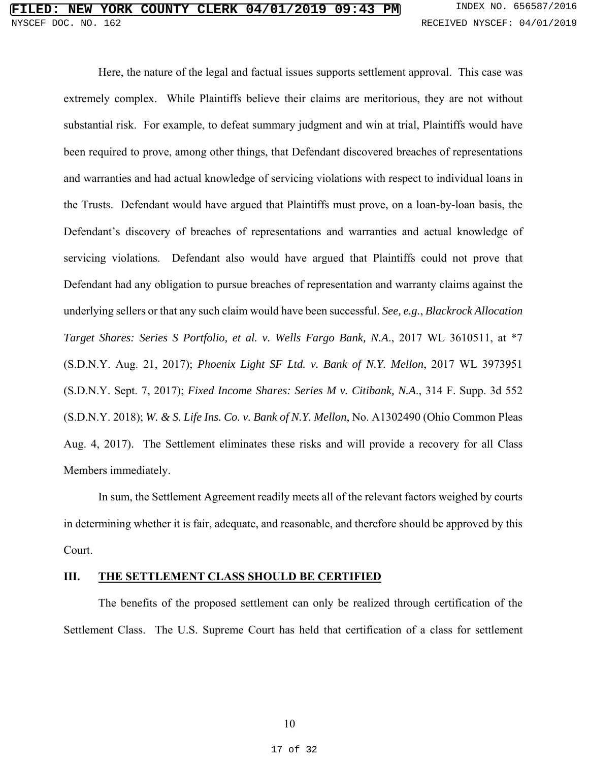Here, the nature of the legal and factual issues supports settlement approval. This case was extremely complex. While Plaintiffs believe their claims are meritorious, they are not without substantial risk. For example, to defeat summary judgment and win at trial, Plaintiffs would have been required to prove, among other things, that Defendant discovered breaches of representations and warranties and had actual knowledge of servicing violations with respect to individual loans in the Trusts. Defendant would have argued that Plaintiffs must prove, on a loan-by-loan basis, the Defendant's discovery of breaches of representations and warranties and actual knowledge of servicing violations. Defendant also would have argued that Plaintiffs could not prove that Defendant had any obligation to pursue breaches of representation and warranty claims against the underlying sellers or that any such claim would have been successful. *See, e.g.*, *Blackrock Allocation Target Shares: Series S Portfolio, et al. v. Wells Fargo Bank, N.A.*, 2017 WL 3610511, at *7 (S.D.N.Y. Aug. 21, 2017); *Phoenix Light SF Ltd. v. Bank of N.Y. Mellon*, 2017 WL 3973951 (S.D.N.Y. Sept. 7, 2017); *Fixed Income Shares: Series M v. Citibank, N.A.*, 314 F. Supp. 3d 552 (S.D.N.Y. 2018); *W. & S. Life Ins. Co. v. Bank of N.Y. Mellon*, No. A1302490 (Ohio Common Pleas Aug. 4, 2017). The Settlement eliminates these risks and will provide a recovery for all Class Members immediately.

In sum, the Settlement Agreement readily meets all of the relevant factors weighed by courts in determining whether it is fair, adequate, and reasonable, and therefore should be approved by this Court.

## III. THE SETTLEMENT CLASS SHOULD BE CERTIFIED

The benefits of the proposed settlement can only be realized through certification of the Settlement Class. The U.S. Supreme Court has held that certification of a class for settlement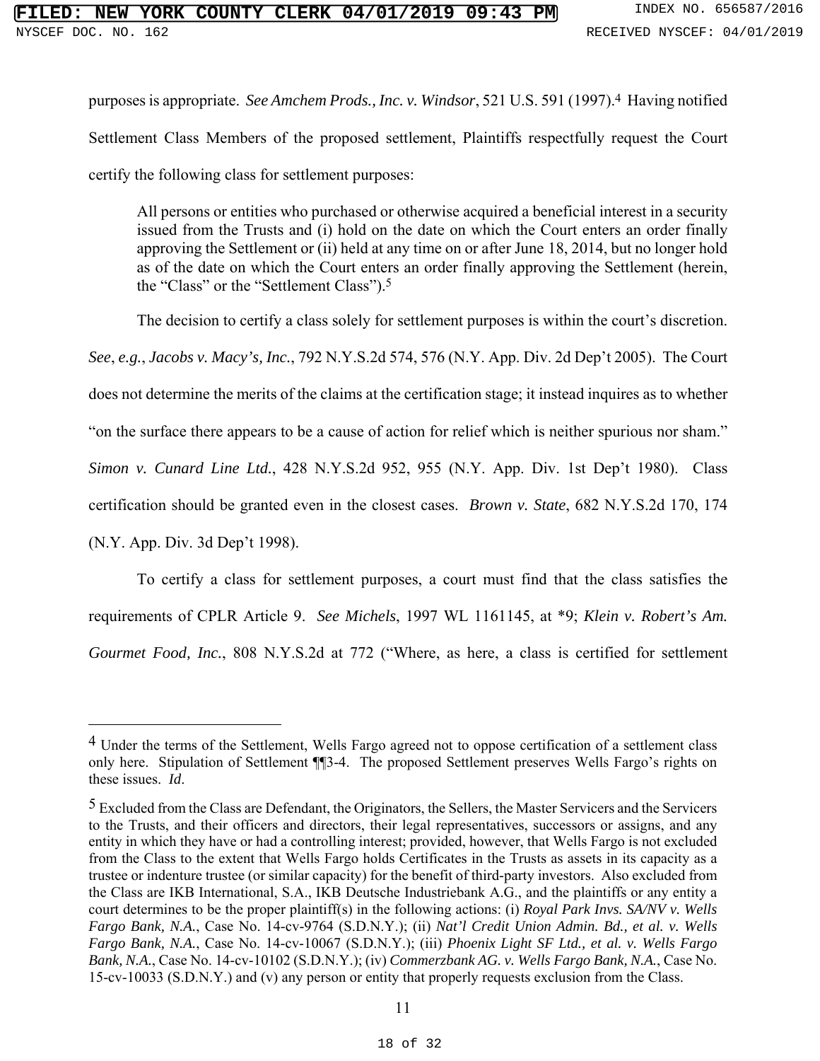purposes is appropriate. *See Amchem Prods., Inc. v. Windsor*, 521 U.S. 591 (1997).[4] Having notified Settlement Class Members of the proposed settlement, Plaintiffs respectfully request the Court certify the following class for settlement purposes:

> All persons or entities who purchased or otherwise acquired a beneficial interest in a security issued from the Trusts and (i) hold on the date on which the Court enters an order finally approving the Settlement or (ii) held at any time on or after June 18, 2014, but no longer hold as of the date on which the Court enters an order finally approving the Settlement (herein, the "Class" or the "Settlement Class").[5]

The decision to certify a class solely for settlement purposes is within the court's discretion. *See*, *e.g.*, *Jacobs v. Macy's, Inc.*, 792 N.Y.S.2d 574, 576 (N.Y. App. Div. 2d Dep't 2005). The Court does not determine the merits of the claims at the certification stage; it instead inquires as to whether "on the surface there appears to be a cause of action for relief which is neither spurious nor sham." *Simon v. Cunard Line Ltd.*, 428 N.Y.S.2d 952, 955 (N.Y. App. Div. 1st Dep't 1980). Class certification should be granted even in the closest cases. *Brown v. State*, 682 N.Y.S.2d 170, 174 (N.Y. App. Div. 3d Dep't 1998).

To certify a class for settlement purposes, a court must find that the class satisfies the requirements of CPLR Article 9. *See Michels*, 1997 WL 1161145, at *9; *Klein v. Robert's Am. Gourmet Food, Inc.*, 808 N.Y.S.2d at 772 ("Where, as here, a class is certified for settlement

---

[4] Under the terms of the Settlement, Wells Fargo agreed not to oppose certification of a settlement class only here. Stipulation of Settlement ¶¶3-4. The proposed Settlement preserves Wells Fargo's rights on these issues. *Id*.

[5] Excluded from the Class are Defendant, the Originators, the Sellers, the Master Servicers and the Servicers to the Trusts, and their officers and directors, their legal representatives, successors or assigns, and any entity in which they have or had a controlling interest; provided, however, that Wells Fargo is not excluded from the Class to the extent that Wells Fargo holds Certificates in the Trusts as assets in its capacity as a trustee or indenture trustee (or similar capacity) for the benefit of third-party investors. Also excluded from the Class are IKB International, S.A., IKB Deutsche Industriebank A.G., and the plaintiffs or any entity a court determines to be the proper plaintiff(s) in the following actions: (i) *Royal Park Invs. SA/NV v. Wells Fargo Bank, N.A.*, Case No. 14-cv-9764 (S.D.N.Y.); (ii) *Nat'l Credit Union Admin. Bd., et al. v. Wells Fargo Bank, N.A.*, Case No. 14-cv-10067 (S.D.N.Y.); (iii) *Phoenix Light SF Ltd., et al. v. Wells Fargo Bank, N.A.*, Case No. 14-cv-10102 (S.D.N.Y.); (iv) *Commerzbank AG. v. Wells Fargo Bank, N.A.*, Case No. 15-cv-10033 (S.D.N.Y.) and (v) any person or entity that properly requests exclusion from the Class.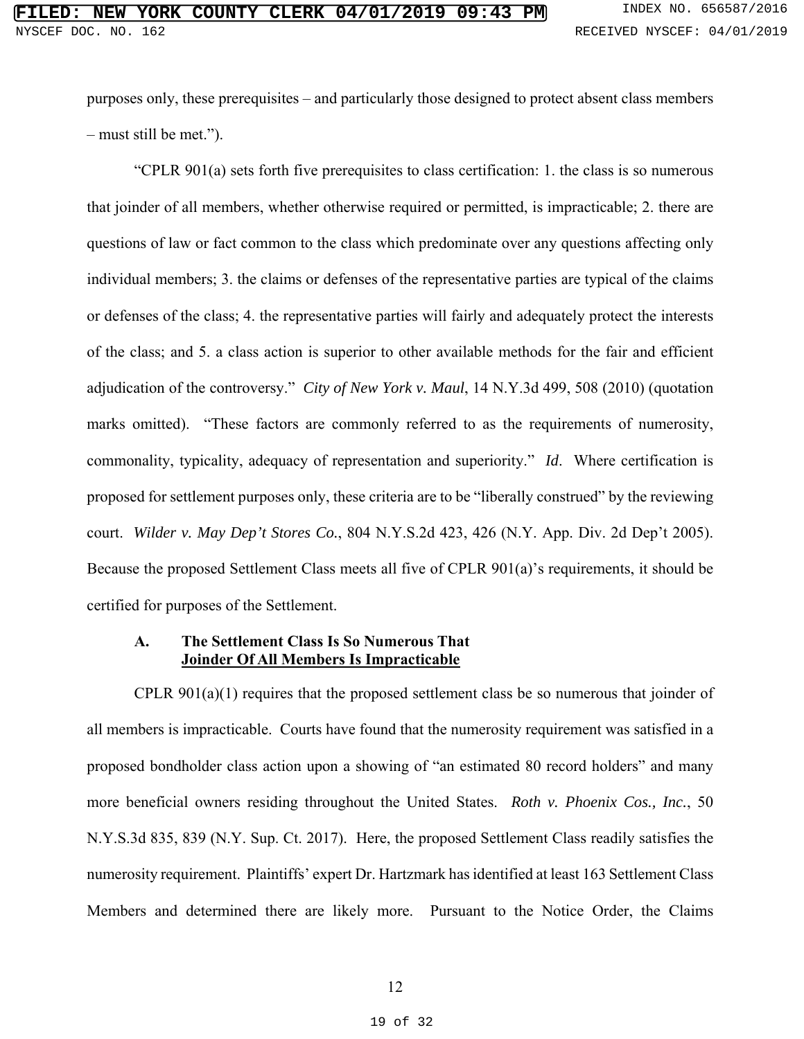purposes only, these prerequisites – and particularly those designed to protect absent class members – must still be met.").

"CPLR 901(a) sets forth five prerequisites to class certification: 1. the class is so numerous that joinder of all members, whether otherwise required or permitted, is impracticable; 2. there are questions of law or fact common to the class which predominate over any questions affecting only individual members; 3. the claims or defenses of the representative parties are typical of the claims or defenses of the class; 4. the representative parties will fairly and adequately protect the interests of the class; and 5. a class action is superior to other available methods for the fair and efficient adjudication of the controversy." *City of New York v. Maul*, 14 N.Y.3d 499, 508 (2010) (quotation marks omitted). "These factors are commonly referred to as the requirements of numerosity, commonality, typicality, adequacy of representation and superiority." *Id*. Where certification is proposed for settlement purposes only, these criteria are to be "liberally construed" by the reviewing court. *Wilder v. May Dep't Stores Co.*, 804 N.Y.S.2d 423, 426 (N.Y. App. Div. 2d Dep't 2005). Because the proposed Settlement Class meets all five of CPLR 901(a)'s requirements, it should be certified for purposes of the Settlement.

### A. The Settlement Class Is So Numerous That Joinder Of All Members Is Impracticable

CPLR 901(a)(1) requires that the proposed settlement class be so numerous that joinder of all members is impracticable. Courts have found that the numerosity requirement was satisfied in a proposed bondholder class action upon a showing of "an estimated 80 record holders" and many more beneficial owners residing throughout the United States. *Roth v. Phoenix Cos., Inc.*, 50 N.Y.S.3d 835, 839 (N.Y. Sup. Ct. 2017). Here, the proposed Settlement Class readily satisfies the numerosity requirement. Plaintiffs' expert Dr. Hartzmark has identified at least 163 Settlement Class Members and determined there are likely more. Pursuant to the Notice Order, the Claims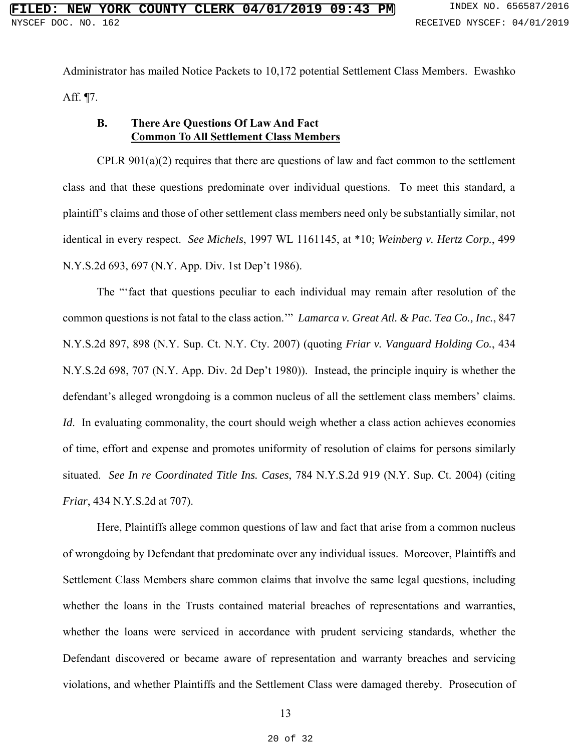Administrator has mailed Notice Packets to 10,172 potential Settlement Class Members. Ewashko Aff. ¶7.

### B. There Are Questions Of Law And Fact Common To All Settlement Class Members

CPLR 901(a)(2) requires that there are questions of law and fact common to the settlement class and that these questions predominate over individual questions. To meet this standard, a plaintiff's claims and those of other settlement class members need only be substantially similar, not identical in every respect. *See Michels*, 1997 WL 1161145, at *10; *Weinberg v. Hertz Corp.*, 499 N.Y.S.2d 693, 697 (N.Y. App. Div. 1st Dep't 1986).

The "'fact that questions peculiar to each individual may remain after resolution of the common questions is not fatal to the class action.'" *Lamarca v. Great Atl. & Pac. Tea Co., Inc.*, 847 N.Y.S.2d 897, 898 (N.Y. Sup. Ct. N.Y. Cty. 2007) (quoting *Friar v. Vanguard Holding Co.*, 434 N.Y.S.2d 698, 707 (N.Y. App. Div. 2d Dep't 1980)). Instead, the principle inquiry is whether the defendant's alleged wrongdoing is a common nucleus of all the settlement class members' claims. *Id*. In evaluating commonality, the court should weigh whether a class action achieves economies of time, effort and expense and promotes uniformity of resolution of claims for persons similarly situated. *See In re Coordinated Title Ins. Cases*, 784 N.Y.S.2d 919 (N.Y. Sup. Ct. 2004) (citing *Friar*, 434 N.Y.S.2d at 707).

Here, Plaintiffs allege common questions of law and fact that arise from a common nucleus of wrongdoing by Defendant that predominate over any individual issues. Moreover, Plaintiffs and Settlement Class Members share common claims that involve the same legal questions, including whether the loans in the Trusts contained material breaches of representations and warranties, whether the loans were serviced in accordance with prudent servicing standards, whether the Defendant discovered or became aware of representation and warranty breaches and servicing violations, and whether Plaintiffs and the Settlement Class were damaged thereby. Prosecution of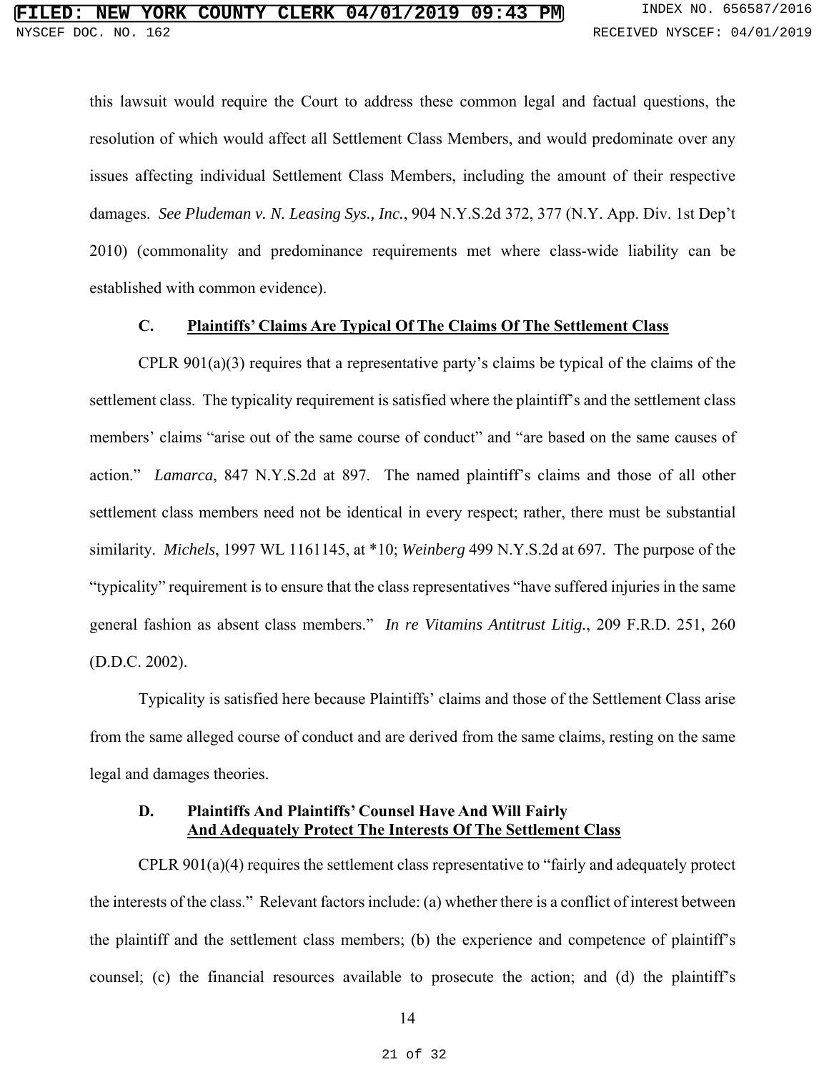this lawsuit would require the Court to address these common legal and factual questions, the resolution of which would affect all Settlement Class Members, and would predominate over any issues affecting individual Settlement Class Members, including the amount of their respective damages. *See Pludeman v. N. Leasing Sys., Inc.*, 904 N.Y.S.2d 372, 377 (N.Y. App. Div. 1st Dep't 2010) (commonality and predominance requirements met where class-wide liability can be established with common evidence).

### C. Plaintiffs' Claims Are Typical Of The Claims Of The Settlement Class

CPLR 901(a)(3) requires that a representative party's claims be typical of the claims of the settlement class. The typicality requirement is satisfied where the plaintiff's and the settlement class members' claims "arise out of the same course of conduct" and "are based on the same causes of action." *Lamarca*, 847 N.Y.S.2d at 897. The named plaintiff's claims and those of all other settlement class members need not be identical in every respect; rather, there must be substantial similarity. *Michels*, 1997 WL 1161145, at *10; *Weinberg* 499 N.Y.S.2d at 697. The purpose of the "typicality" requirement is to ensure that the class representatives "have suffered injuries in the same general fashion as absent class members." *In re Vitamins Antitrust Litig.*, 209 F.R.D. 251, 260 (D.D.C. 2002).

Typicality is satisfied here because Plaintiffs' claims and those of the Settlement Class arise from the same alleged course of conduct and are derived from the same claims, resting on the same legal and damages theories.

### D. Plaintiffs And Plaintiffs' Counsel Have And Will Fairly And Adequately Protect The Interests Of The Settlement Class

CPLR 901(a)(4) requires the settlement class representative to "fairly and adequately protect the interests of the class." Relevant factors include: (a) whether there is a conflict of interest between the plaintiff and the settlement class members; (b) the experience and competence of plaintiff's counsel; (c) the financial resources available to prosecute the action; and (d) the plaintiff's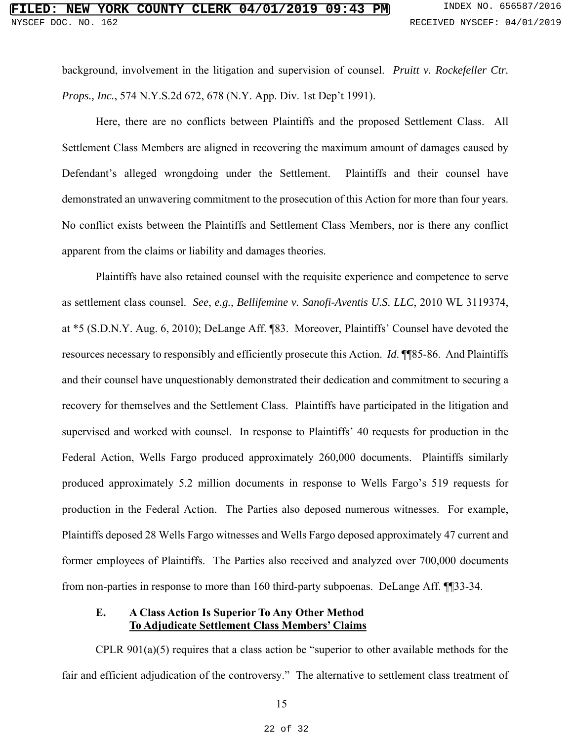background, involvement in the litigation and supervision of counsel. *Pruitt v. Rockefeller Ctr. Props., Inc.*, 574 N.Y.S.2d 672, 678 (N.Y. App. Div. 1st Dep't 1991).

Here, there are no conflicts between Plaintiffs and the proposed Settlement Class. All Settlement Class Members are aligned in recovering the maximum amount of damages caused by Defendant's alleged wrongdoing under the Settlement. Plaintiffs and their counsel have demonstrated an unwavering commitment to the prosecution of this Action for more than four years. No conflict exists between the Plaintiffs and Settlement Class Members, nor is there any conflict apparent from the claims or liability and damages theories.

Plaintiffs have also retained counsel with the requisite experience and competence to serve as settlement class counsel. *See*, *e.g.*, *Bellifemine v. Sanofi-Aventis U.S. LLC*, 2010 WL 3119374, at *5 (S.D.N.Y. Aug. 6, 2010); DeLange Aff. ¶83. Moreover, Plaintiffs' Counsel have devoted the resources necessary to responsibly and efficiently prosecute this Action. *Id*. ¶¶85-86. And Plaintiffs and their counsel have unquestionably demonstrated their dedication and commitment to securing a recovery for themselves and the Settlement Class. Plaintiffs have participated in the litigation and supervised and worked with counsel. In response to Plaintiffs' 40 requests for production in the Federal Action, Wells Fargo produced approximately 260,000 documents. Plaintiffs similarly produced approximately 5.2 million documents in response to Wells Fargo's 519 requests for production in the Federal Action. The Parties also deposed numerous witnesses. For example, Plaintiffs deposed 28 Wells Fargo witnesses and Wells Fargo deposed approximately 47 current and former employees of Plaintiffs. The Parties also received and analyzed over 700,000 documents from non-parties in response to more than 160 third-party subpoenas. DeLange Aff. ¶¶33-34.

### E. A Class Action Is Superior To Any Other Method To Adjudicate Settlement Class Members' Claims

CPLR 901(a)(5) requires that a class action be "superior to other available methods for the fair and efficient adjudication of the controversy." The alternative to settlement class treatment of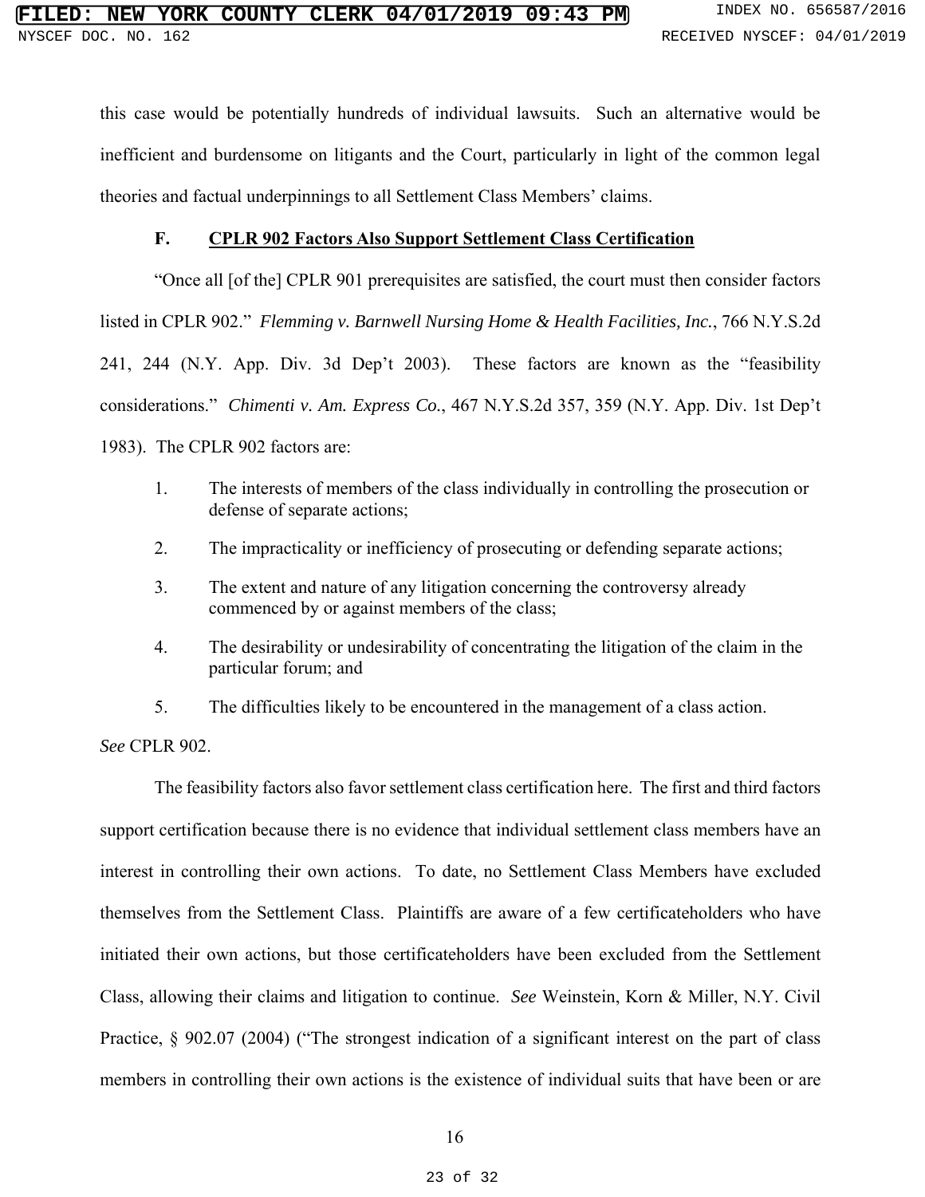this case would be potentially hundreds of individual lawsuits. Such an alternative would be inefficient and burdensome on litigants and the Court, particularly in light of the common legal theories and factual underpinnings to all Settlement Class Members' claims.

### F. CPLR 902 Factors Also Support Settlement Class Certification

"Once all [of the] CPLR 901 prerequisites are satisfied, the court must then consider factors listed in CPLR 902." *Flemming v. Barnwell Nursing Home & Health Facilities, Inc.*, 766 N.Y.S.2d 241, 244 (N.Y. App. Div. 3d Dep't 2003). These factors are known as the "feasibility considerations." *Chimenti v. Am. Express Co.*, 467 N.Y.S.2d 357, 359 (N.Y. App. Div. 1st Dep't 1983). The CPLR 902 factors are:

1. The interests of members of the class individually in controlling the prosecution or defense of separate actions;
2. The impracticality or inefficiency of prosecuting or defending separate actions;
3. The extent and nature of any litigation concerning the controversy already commenced by or against members of the class;
4. The desirability or undesirability of concentrating the litigation of the claim in the particular forum; and
5. The difficulties likely to be encountered in the management of a class action.

*See* CPLR 902.

The feasibility factors also favor settlement class certification here. The first and third factors support certification because there is no evidence that individual settlement class members have an interest in controlling their own actions. To date, no Settlement Class Members have excluded themselves from the Settlement Class. Plaintiffs are aware of a few certificateholders who have initiated their own actions, but those certificateholders have been excluded from the Settlement Class, allowing their claims and litigation to continue. *See* Weinstein, Korn & Miller, N.Y. Civil Practice, § 902.07 (2004) ("The strongest indication of a significant interest on the part of class members in controlling their own actions is the existence of individual suits that have been or are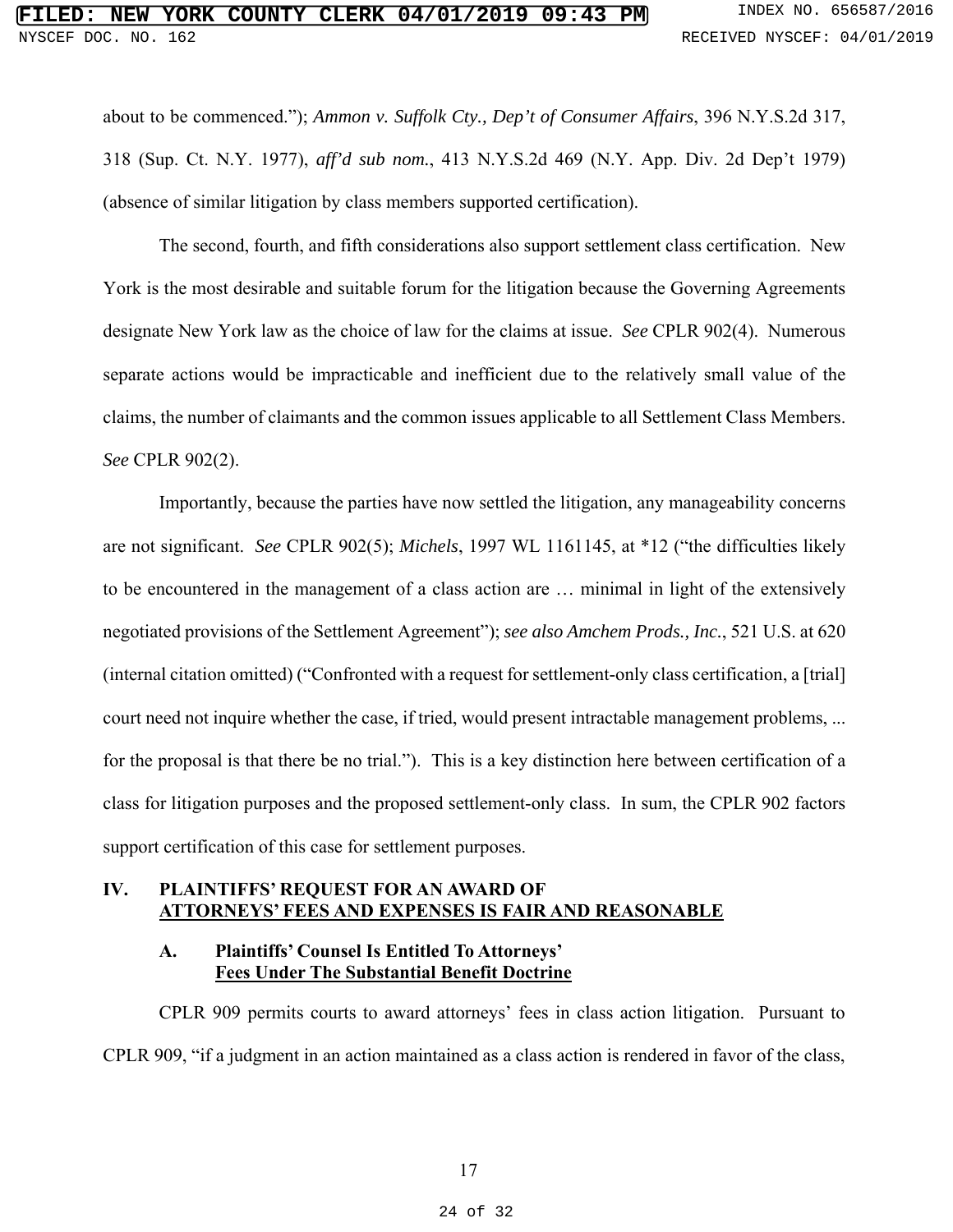about to be commenced."); *Ammon v. Suffolk Cty., Dep't of Consumer Affairs*, 396 N.Y.S.2d 317, 318 (Sup. Ct. N.Y. 1977), *aff'd sub nom.*, 413 N.Y.S.2d 469 (N.Y. App. Div. 2d Dep't 1979) (absence of similar litigation by class members supported certification).

The second, fourth, and fifth considerations also support settlement class certification. New York is the most desirable and suitable forum for the litigation because the Governing Agreements designate New York law as the choice of law for the claims at issue. *See* CPLR 902(4). Numerous separate actions would be impracticable and inefficient due to the relatively small value of the claims, the number of claimants and the common issues applicable to all Settlement Class Members. *See* CPLR 902(2).

Importantly, because the parties have now settled the litigation, any manageability concerns are not significant. *See* CPLR 902(5); *Michels*, 1997 WL 1161145, at \*12 ("the difficulties likely to be encountered in the management of a class action are … minimal in light of the extensively negotiated provisions of the Settlement Agreement"); *see also Amchem Prods., Inc.*, 521 U.S. at 620 (internal citation omitted) ("Confronted with a request for settlement-only class certification, a [trial] court need not inquire whether the case, if tried, would present intractable management problems, ... for the proposal is that there be no trial."). This is a key distinction here between certification of a class for litigation purposes and the proposed settlement-only class. In sum, the CPLR 902 factors support certification of this case for settlement purposes.

## IV. PLAINTIFFS' REQUEST FOR AN AWARD OF ATTORNEYS' FEES AND EXPENSES IS FAIR AND REASONABLE

### A. Plaintiffs' Counsel Is Entitled To Attorneys' Fees Under The Substantial Benefit Doctrine

CPLR 909 permits courts to award attorneys' fees in class action litigation. Pursuant to CPLR 909, "if a judgment in an action maintained as a class action is rendered in favor of the class,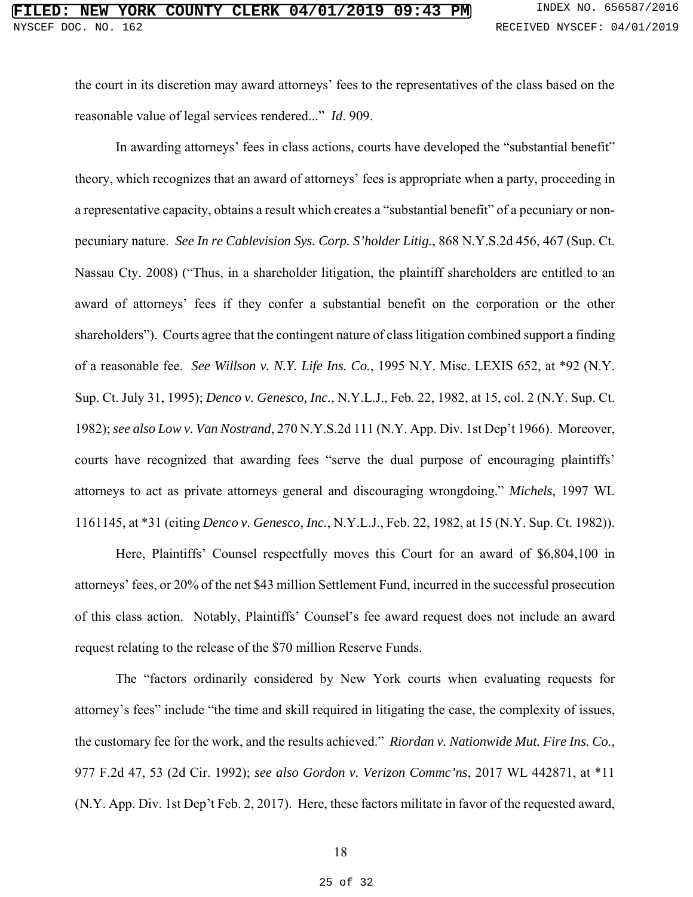the court in its discretion may award attorneys' fees to the representatives of the class based on the reasonable value of legal services rendered..." *Id*. 909.

In awarding attorneys' fees in class actions, courts have developed the "substantial benefit" theory, which recognizes that an award of attorneys' fees is appropriate when a party, proceeding in a representative capacity, obtains a result which creates a "substantial benefit" of a pecuniary or non-pecuniary nature. *See In re Cablevision Sys. Corp. S'holder Litig.*, 868 N.Y.S.2d 456, 467 (Sup. Ct. Nassau Cty. 2008) ("Thus, in a shareholder litigation, the plaintiff shareholders are entitled to an award of attorneys' fees if they confer a substantial benefit on the corporation or the other shareholders"). Courts agree that the contingent nature of class litigation combined support a finding of a reasonable fee. *See Willson v. N.Y. Life Ins. Co.*, 1995 N.Y. Misc. LEXIS 652, at *92 (N.Y. Sup. Ct. July 31, 1995); *Denco v. Genesco, Inc.*, N.Y.L.J., Feb. 22, 1982, at 15, col. 2 (N.Y. Sup. Ct. 1982); *see also Low v. Van Nostrand*, 270 N.Y.S.2d 111 (N.Y. App. Div. 1st Dep't 1966). Moreover, courts have recognized that awarding fees "serve the dual purpose of encouraging plaintiffs' attorneys to act as private attorneys general and discouraging wrongdoing." *Michels*, 1997 WL 1161145, at *31 (citing *Denco v. Genesco, Inc.*, N.Y.L.J., Feb. 22, 1982, at 15 (N.Y. Sup. Ct. 1982)).

Here, Plaintiffs' Counsel respectfully moves this Court for an award of $6,804,100 in attorneys' fees, or 20% of the net $43 million Settlement Fund, incurred in the successful prosecution of this class action. Notably, Plaintiffs' Counsel's fee award request does not include an award request relating to the release of the $70 million Reserve Funds.

The "factors ordinarily considered by New York courts when evaluating requests for attorney's fees" include "the time and skill required in litigating the case, the complexity of issues, the customary fee for the work, and the results achieved." *Riordan v. Nationwide Mut. Fire Ins. Co.*, 977 F.2d 47, 53 (2d Cir. 1992); *see also Gordon v. Verizon Commc'ns*, 2017 WL 442871, at *11 (N.Y. App. Div. 1st Dep't Feb. 2, 2017). Here, these factors militate in favor of the requested award,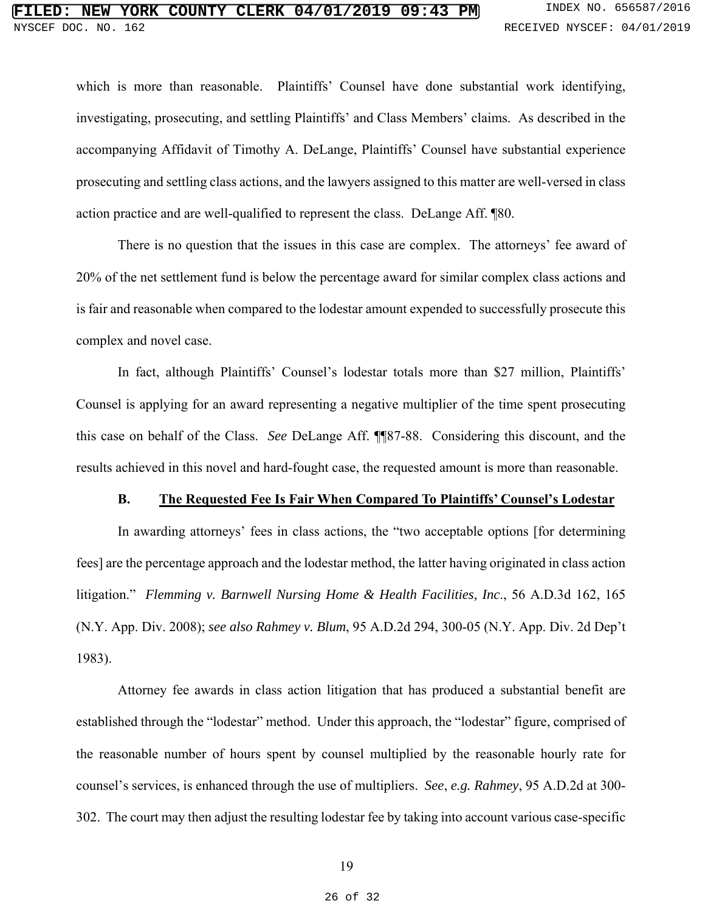which is more than reasonable. Plaintiffs' Counsel have done substantial work identifying, investigating, prosecuting, and settling Plaintiffs' and Class Members' claims. As described in the accompanying Affidavit of Timothy A. DeLange, Plaintiffs' Counsel have substantial experience prosecuting and settling class actions, and the lawyers assigned to this matter are well-versed in class action practice and are well-qualified to represent the class. DeLange Aff. ¶80.

There is no question that the issues in this case are complex. The attorneys' fee award of 20% of the net settlement fund is below the percentage award for similar complex class actions and is fair and reasonable when compared to the lodestar amount expended to successfully prosecute this complex and novel case.

In fact, although Plaintiffs' Counsel's lodestar totals more than $27 million, Plaintiffs' Counsel is applying for an award representing a negative multiplier of the time spent prosecuting this case on behalf of the Class. *See* DeLange Aff. ¶¶87-88. Considering this discount, and the results achieved in this novel and hard-fought case, the requested amount is more than reasonable.

### B. <u>The Requested Fee Is Fair When Compared To Plaintiffs' Counsel's Lodestar</u>

In awarding attorneys' fees in class actions, the "two acceptable options [for determining fees] are the percentage approach and the lodestar method, the latter having originated in class action litigation." *Flemming v. Barnwell Nursing Home & Health Facilities, Inc*., 56 A.D.3d 162, 165 (N.Y. App. Div. 2008); *see also Rahmey v. Blum*, 95 A.D.2d 294, 300-05 (N.Y. App. Div. 2d Dep't 1983).

Attorney fee awards in class action litigation that has produced a substantial benefit are established through the "lodestar" method. Under this approach, the "lodestar" figure, comprised of the reasonable number of hours spent by counsel multiplied by the reasonable hourly rate for counsel's services, is enhanced through the use of multipliers. *See*, *e.g. Rahmey*, 95 A.D.2d at 300-302. The court may then adjust the resulting lodestar fee by taking into account various case-specific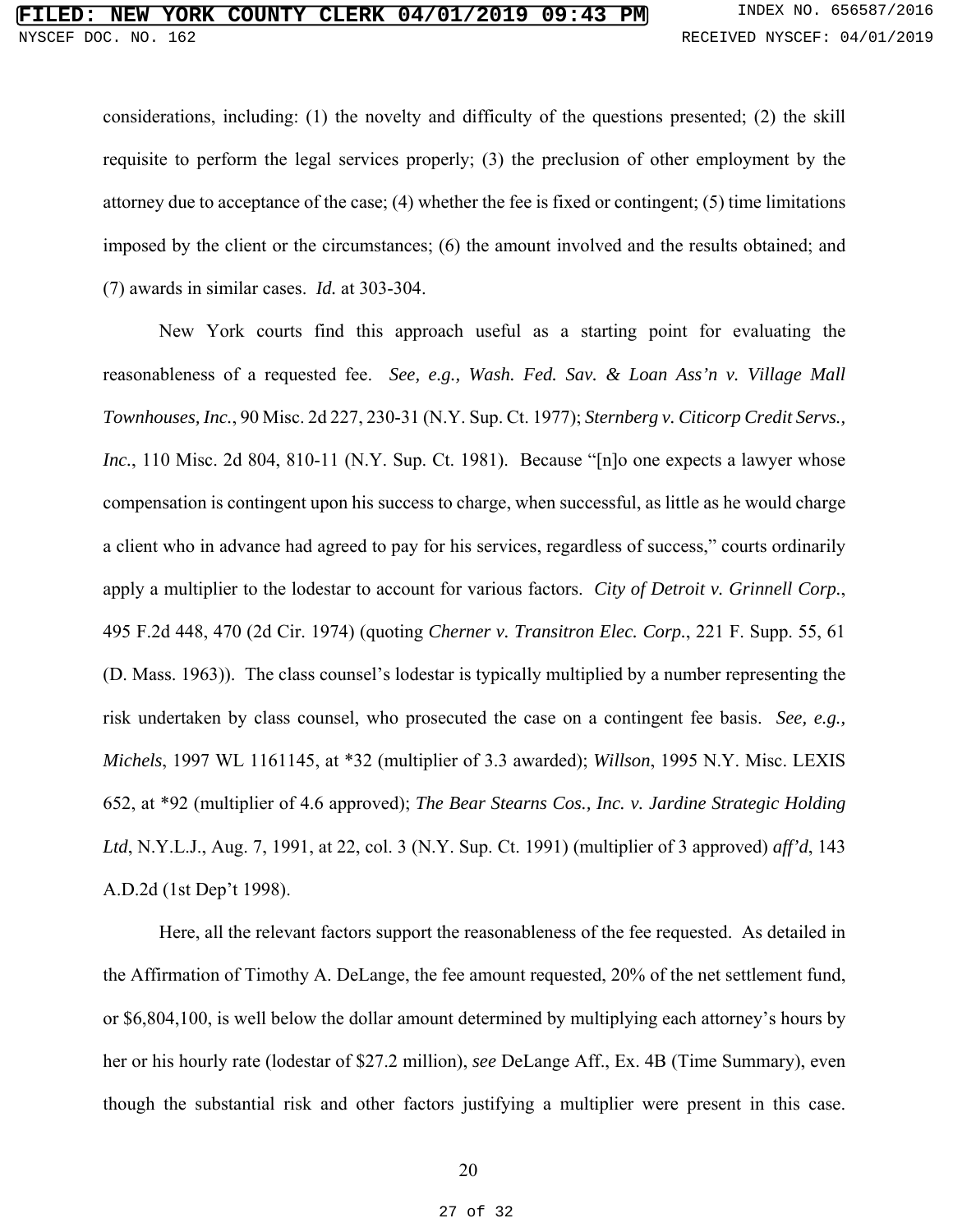considerations, including: (1) the novelty and difficulty of the questions presented; (2) the skill requisite to perform the legal services properly; (3) the preclusion of other employment by the attorney due to acceptance of the case; (4) whether the fee is fixed or contingent; (5) time limitations imposed by the client or the circumstances; (6) the amount involved and the results obtained; and (7) awards in similar cases. *Id.* at 303-304.

New York courts find this approach useful as a starting point for evaluating the reasonableness of a requested fee. *See, e.g., Wash. Fed. Sav. & Loan Ass'n v. Village Mall Townhouses, Inc.*, 90 Misc. 2d 227, 230-31 (N.Y. Sup. Ct. 1977); *Sternberg v. Citicorp Credit Servs., Inc.*, 110 Misc. 2d 804, 810-11 (N.Y. Sup. Ct. 1981). Because "[n]o one expects a lawyer whose compensation is contingent upon his success to charge, when successful, as little as he would charge a client who in advance had agreed to pay for his services, regardless of success," courts ordinarily apply a multiplier to the lodestar to account for various factors. *City of Detroit v. Grinnell Corp.*, 495 F.2d 448, 470 (2d Cir. 1974) (quoting *Cherner v. Transitron Elec. Corp.*, 221 F. Supp. 55, 61 (D. Mass. 1963)). The class counsel's lodestar is typically multiplied by a number representing the risk undertaken by class counsel, who prosecuted the case on a contingent fee basis. *See, e.g., Michels*, 1997 WL 1161145, at *32 (multiplier of 3.3 awarded); *Willson*, 1995 N.Y. Misc. LEXIS 652, at *92 (multiplier of 4.6 approved); *The Bear Stearns Cos., Inc. v. Jardine Strategic Holding Ltd*, N.Y.L.J., Aug. 7, 1991, at 22, col. 3 (N.Y. Sup. Ct. 1991) (multiplier of 3 approved) *aff'd*, 143 A.D.2d (1st Dep't 1998).

Here, all the relevant factors support the reasonableness of the fee requested. As detailed in the Affirmation of Timothy A. DeLange, the fee amount requested, 20% of the net settlement fund, or $6,804,100, is well below the dollar amount determined by multiplying each attorney's hours by her or his hourly rate (lodestar of $27.2 million), *see* DeLange Aff., Ex. 4B (Time Summary), even though the substantial risk and other factors justifying a multiplier were present in this case.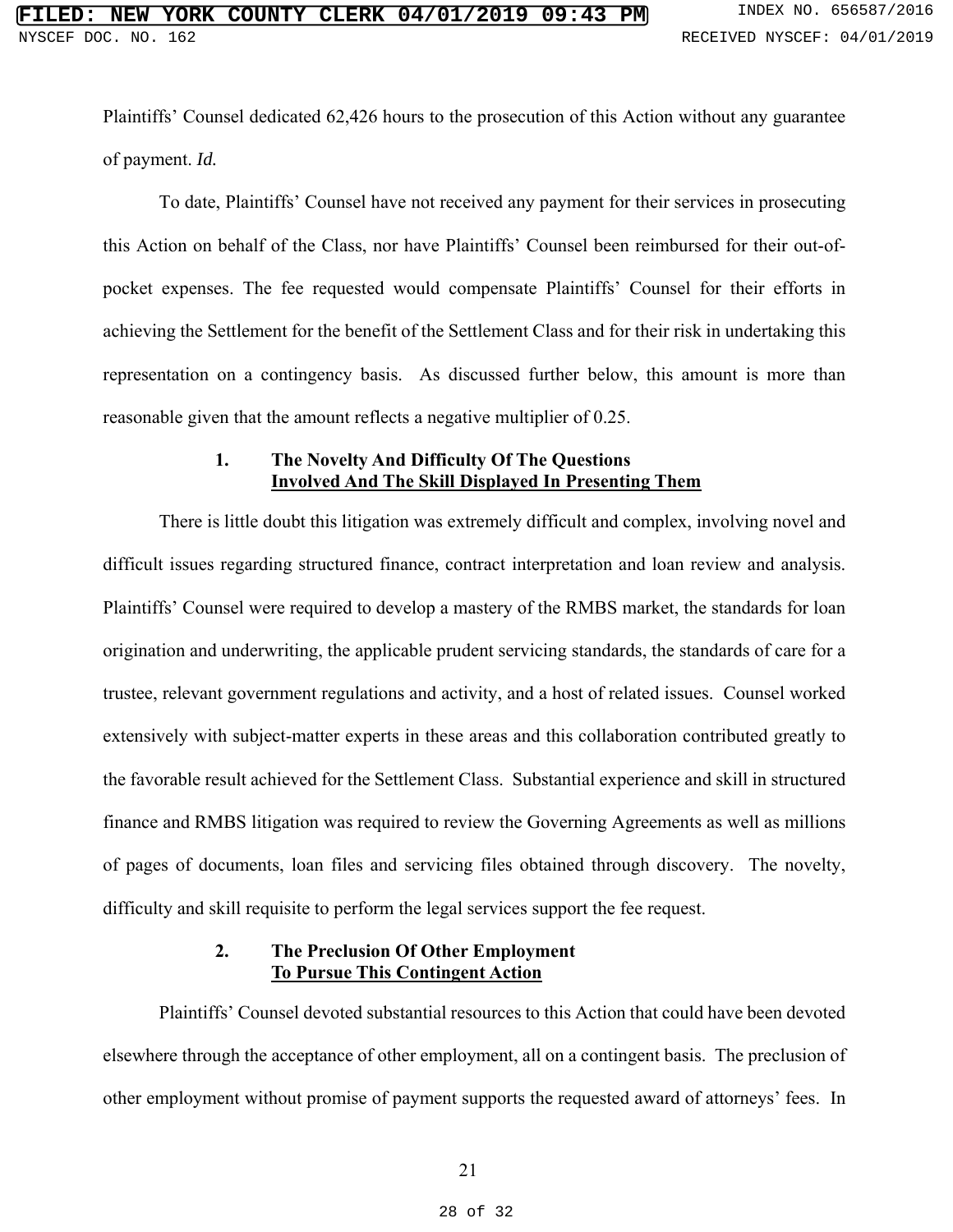Plaintiffs' Counsel dedicated 62,426 hours to the prosecution of this Action without any guarantee of payment. *Id.*

To date, Plaintiffs' Counsel have not received any payment for their services in prosecuting this Action on behalf of the Class, nor have Plaintiffs' Counsel been reimbursed for their out-of-pocket expenses. The fee requested would compensate Plaintiffs' Counsel for their efforts in achieving the Settlement for the benefit of the Settlement Class and for their risk in undertaking this representation on a contingency basis. As discussed further below, this amount is more than reasonable given that the amount reflects a negative multiplier of 0.25.

#### 1. The Novelty And Difficulty Of The Questions Involved And The Skill Displayed In Presenting Them

There is little doubt this litigation was extremely difficult and complex, involving novel and difficult issues regarding structured finance, contract interpretation and loan review and analysis. Plaintiffs' Counsel were required to develop a mastery of the RMBS market, the standards for loan origination and underwriting, the applicable prudent servicing standards, the standards of care for a trustee, relevant government regulations and activity, and a host of related issues. Counsel worked extensively with subject-matter experts in these areas and this collaboration contributed greatly to the favorable result achieved for the Settlement Class. Substantial experience and skill in structured finance and RMBS litigation was required to review the Governing Agreements as well as millions of pages of documents, loan files and servicing files obtained through discovery. The novelty, difficulty and skill requisite to perform the legal services support the fee request.

#### 2. The Preclusion Of Other Employment To Pursue This Contingent Action

Plaintiffs' Counsel devoted substantial resources to this Action that could have been devoted elsewhere through the acceptance of other employment, all on a contingent basis. The preclusion of other employment without promise of payment supports the requested award of attorneys' fees. In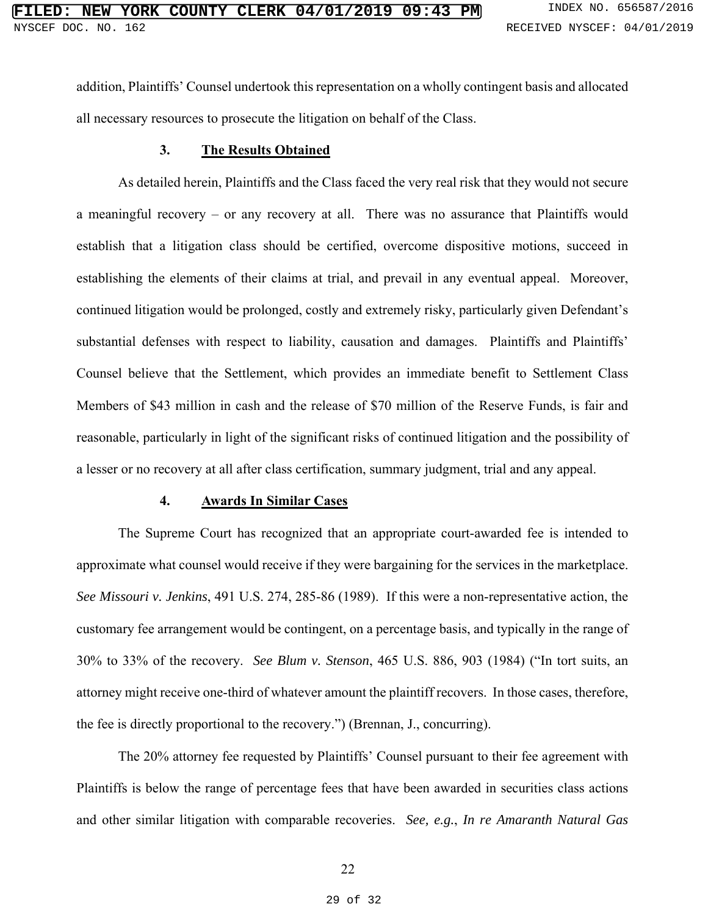addition, Plaintiffs' Counsel undertook this representation on a wholly contingent basis and allocated all necessary resources to prosecute the litigation on behalf of the Class.

### 3. The Results Obtained

As detailed herein, Plaintiffs and the Class faced the very real risk that they would not secure a meaningful recovery – or any recovery at all. There was no assurance that Plaintiffs would establish that a litigation class should be certified, overcome dispositive motions, succeed in establishing the elements of their claims at trial, and prevail in any eventual appeal. Moreover, continued litigation would be prolonged, costly and extremely risky, particularly given Defendant's substantial defenses with respect to liability, causation and damages. Plaintiffs and Plaintiffs' Counsel believe that the Settlement, which provides an immediate benefit to Settlement Class Members of $43 million in cash and the release of $70 million of the Reserve Funds, is fair and reasonable, particularly in light of the significant risks of continued litigation and the possibility of a lesser or no recovery at all after class certification, summary judgment, trial and any appeal.

### 4. Awards In Similar Cases

The Supreme Court has recognized that an appropriate court-awarded fee is intended to approximate what counsel would receive if they were bargaining for the services in the marketplace. *See Missouri v. Jenkins*, 491 U.S. 274, 285-86 (1989). If this were a non-representative action, the customary fee arrangement would be contingent, on a percentage basis, and typically in the range of 30% to 33% of the recovery. *See Blum v. Stenson*, 465 U.S. 886, 903 (1984) ("In tort suits, an attorney might receive one-third of whatever amount the plaintiff recovers. In those cases, therefore, the fee is directly proportional to the recovery.") (Brennan, J., concurring).

The 20% attorney fee requested by Plaintiffs' Counsel pursuant to their fee agreement with Plaintiffs is below the range of percentage fees that have been awarded in securities class actions and other similar litigation with comparable recoveries. *See, e.g.*, *In re Amaranth Natural Gas*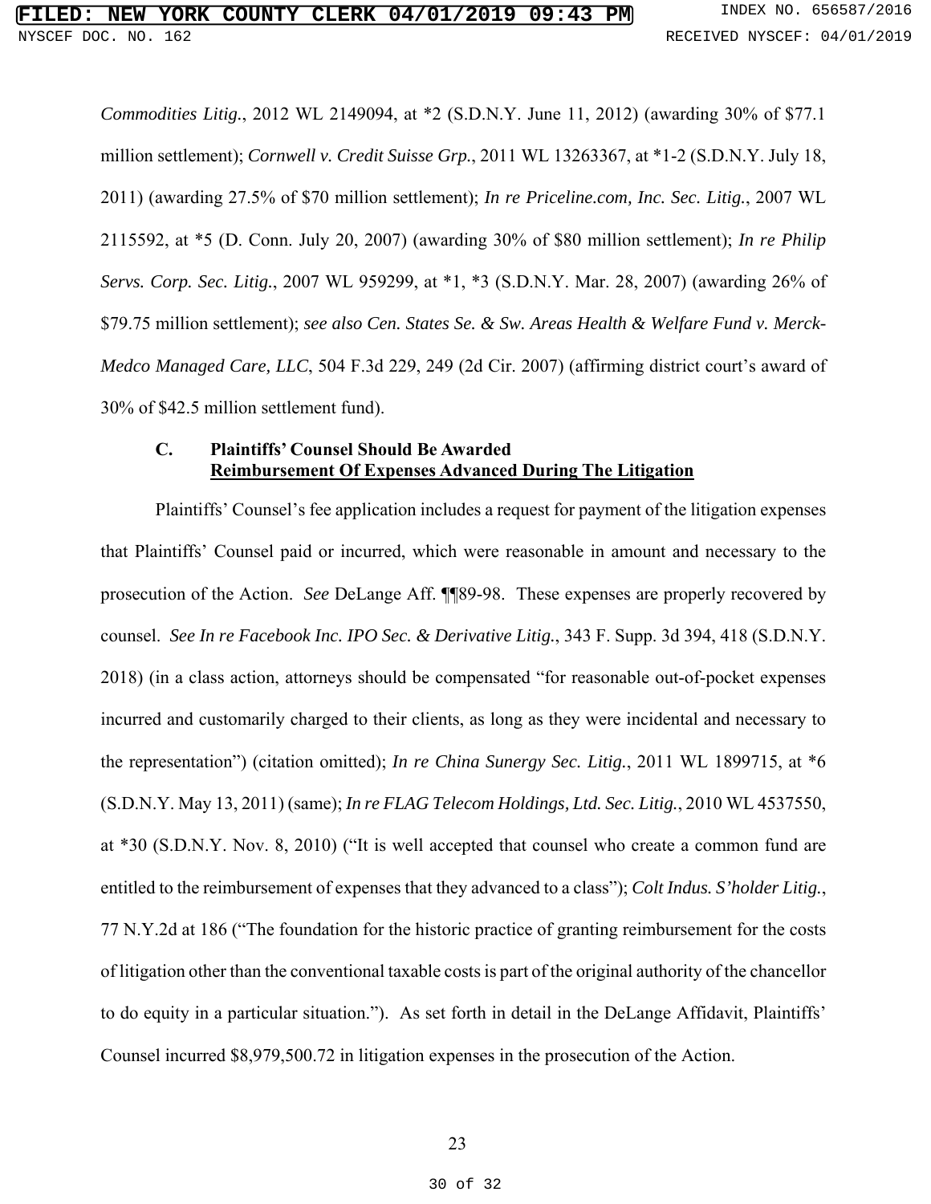*Commodities Litig.*, 2012 WL 2149094, at *2 (S.D.N.Y. June 11, 2012) (awarding 30% of $77.1 million settlement); *Cornwell v. Credit Suisse Grp.*, 2011 WL 13263367, at *1-2 (S.D.N.Y. July 18, 2011) (awarding 27.5% of $70 million settlement); *In re Priceline.com, Inc. Sec. Litig.*, 2007 WL 2115592, at *5 (D. Conn. July 20, 2007) (awarding 30% of $80 million settlement); *In re Philip Servs. Corp. Sec. Litig.*, 2007 WL 959299, at *1, *3 (S.D.N.Y. Mar. 28, 2007) (awarding 26% of $79.75 million settlement); *see also Cen. States Se. & Sw. Areas Health & Welfare Fund v. Merck-Medco Managed Care, LLC*, 504 F.3d 229, 249 (2d Cir. 2007) (affirming district court's award of 30% of $42.5 million settlement fund).

### C. Plaintiffs' Counsel Should Be Awarded Reimbursement Of Expenses Advanced During The Litigation

Plaintiffs' Counsel's fee application includes a request for payment of the litigation expenses that Plaintiffs' Counsel paid or incurred, which were reasonable in amount and necessary to the prosecution of the Action. *See* DeLange Aff. ¶¶89-98. These expenses are properly recovered by counsel. *See In re Facebook Inc. IPO Sec. & Derivative Litig.*, 343 F. Supp. 3d 394, 418 (S.D.N.Y. 2018) (in a class action, attorneys should be compensated "for reasonable out-of-pocket expenses incurred and customarily charged to their clients, as long as they were incidental and necessary to the representation") (citation omitted); *In re China Sunergy Sec. Litig.*, 2011 WL 1899715, at *6 (S.D.N.Y. May 13, 2011) (same); *In re FLAG Telecom Holdings, Ltd. Sec. Litig.*, 2010 WL 4537550, at *30 (S.D.N.Y. Nov. 8, 2010) ("It is well accepted that counsel who create a common fund are entitled to the reimbursement of expenses that they advanced to a class"); *Colt Indus. S'holder Litig.*, 77 N.Y.2d at 186 ("The foundation for the historic practice of granting reimbursement for the costs of litigation other than the conventional taxable costs is part of the original authority of the chancellor to do equity in a particular situation."). As set forth in detail in the DeLange Affidavit, Plaintiffs' Counsel incurred $8,979,500.72 in litigation expenses in the prosecution of the Action.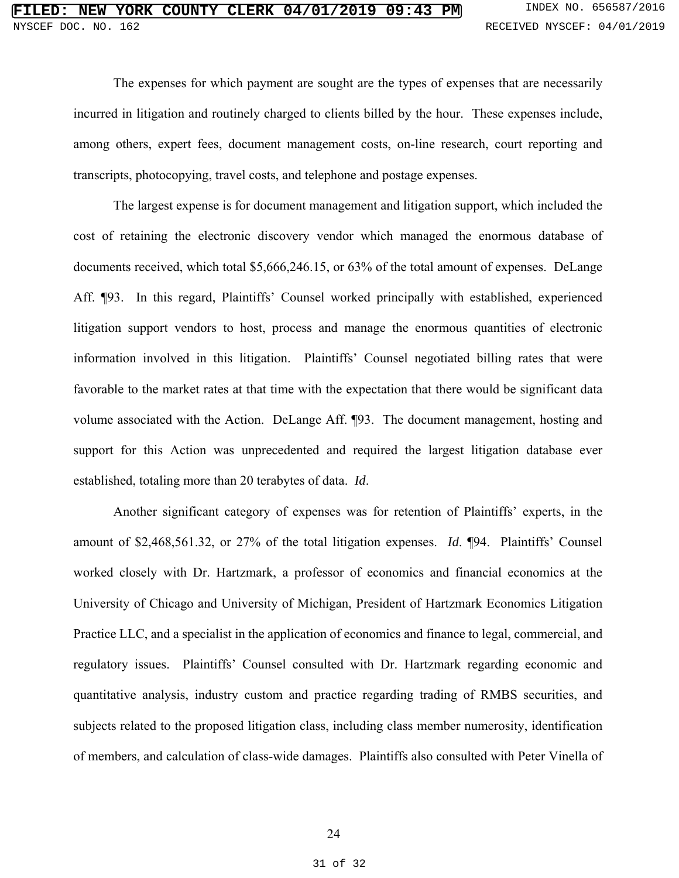The expenses for which payment are sought are the types of expenses that are necessarily incurred in litigation and routinely charged to clients billed by the hour. These expenses include, among others, expert fees, document management costs, on-line research, court reporting and transcripts, photocopying, travel costs, and telephone and postage expenses.

The largest expense is for document management and litigation support, which included the cost of retaining the electronic discovery vendor which managed the enormous database of documents received, which total $5,666,246.15, or 63% of the total amount of expenses. DeLange Aff. ¶93. In this regard, Plaintiffs' Counsel worked principally with established, experienced litigation support vendors to host, process and manage the enormous quantities of electronic information involved in this litigation. Plaintiffs' Counsel negotiated billing rates that were favorable to the market rates at that time with the expectation that there would be significant data volume associated with the Action. DeLange Aff. ¶93. The document management, hosting and support for this Action was unprecedented and required the largest litigation database ever established, totaling more than 20 terabytes of data. *Id*.

Another significant category of expenses was for retention of Plaintiffs' experts, in the amount of $2,468,561.32, or 27% of the total litigation expenses. *Id*. ¶94. Plaintiffs' Counsel worked closely with Dr. Hartzmark, a professor of economics and financial economics at the University of Chicago and University of Michigan, President of Hartzmark Economics Litigation Practice LLC, and a specialist in the application of economics and finance to legal, commercial, and regulatory issues. Plaintiffs' Counsel consulted with Dr. Hartzmark regarding economic and quantitative analysis, industry custom and practice regarding trading of RMBS securities, and subjects related to the proposed litigation class, including class member numerosity, identification of members, and calculation of class-wide damages. Plaintiffs also consulted with Peter Vinella of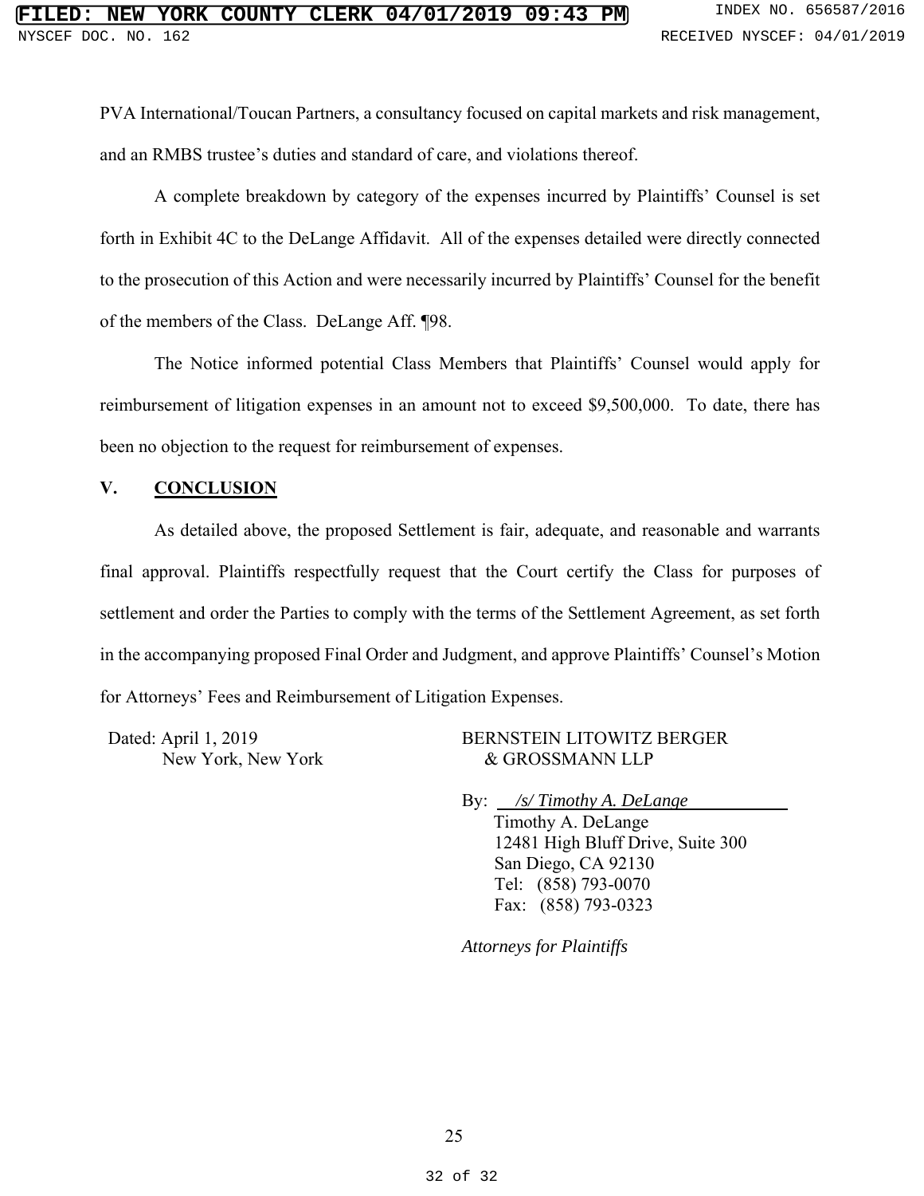PVA International/Toucan Partners, a consultancy focused on capital markets and risk management, and an RMBS trustee's duties and standard of care, and violations thereof.

A complete breakdown by category of the expenses incurred by Plaintiffs' Counsel is set forth in Exhibit 4C to the DeLange Affidavit. All of the expenses detailed were directly connected to the prosecution of this Action and were necessarily incurred by Plaintiffs' Counsel for the benefit of the members of the Class. DeLange Aff. ¶98.

The Notice informed potential Class Members that Plaintiffs' Counsel would apply for reimbursement of litigation expenses in an amount not to exceed $9,500,000. To date, there has been no objection to the request for reimbursement of expenses.

## V. CONCLUSION

As detailed above, the proposed Settlement is fair, adequate, and reasonable and warrants final approval. Plaintiffs respectfully request that the Court certify the Class for purposes of settlement and order the Parties to comply with the terms of the Settlement Agreement, as set forth in the accompanying proposed Final Order and Judgment, and approve Plaintiffs' Counsel's Motion for Attorneys' Fees and Reimbursement of Litigation Expenses.

Dated: April 1, 2019
New York, New York

BERNSTEIN LITOWITZ BERGER
& GROSSMANN LLP

By: *[/s/ Timothy A. DeLange]*
Timothy A. DeLange
12481 High Bluff Drive, Suite 300
San Diego, CA 92130
Tel: (858) 793-0070
Fax: (858) 793-0323

*Attorneys for Plaintiffs*